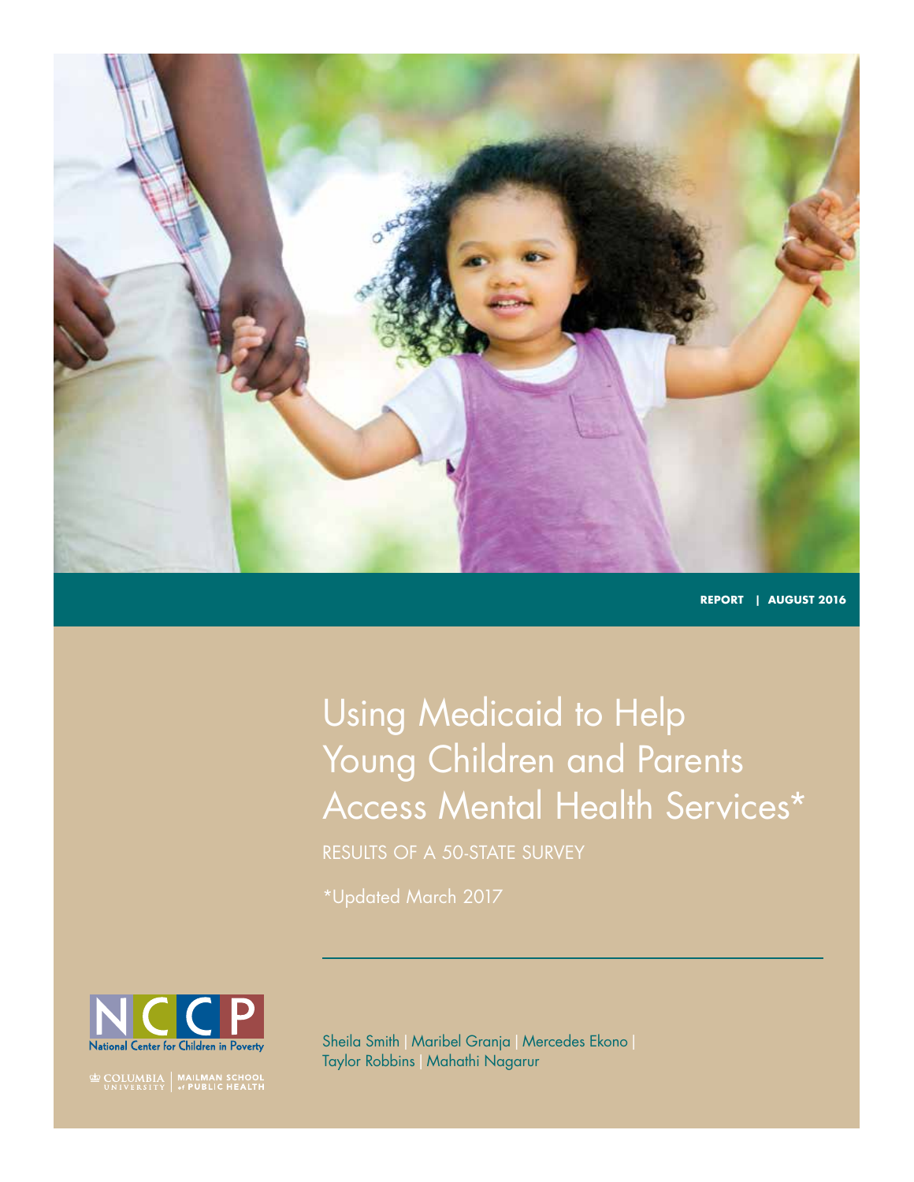REPORT | AUGUST 2016

# Using Medicaid to Help Young Children and Parents Access Mental Health Services*

RESULTS OF A 50-STATE SURVEY

*Updated March 2017

National Center for Children in Poverty

COLUMBIA UNIVERSITY | MAILMAN SCHOOL of PUBLIC HEALTH

Sheila Smith | Maribel Granja | Mercedes Ekono | Taylor Robbins | Mahathi Nagarur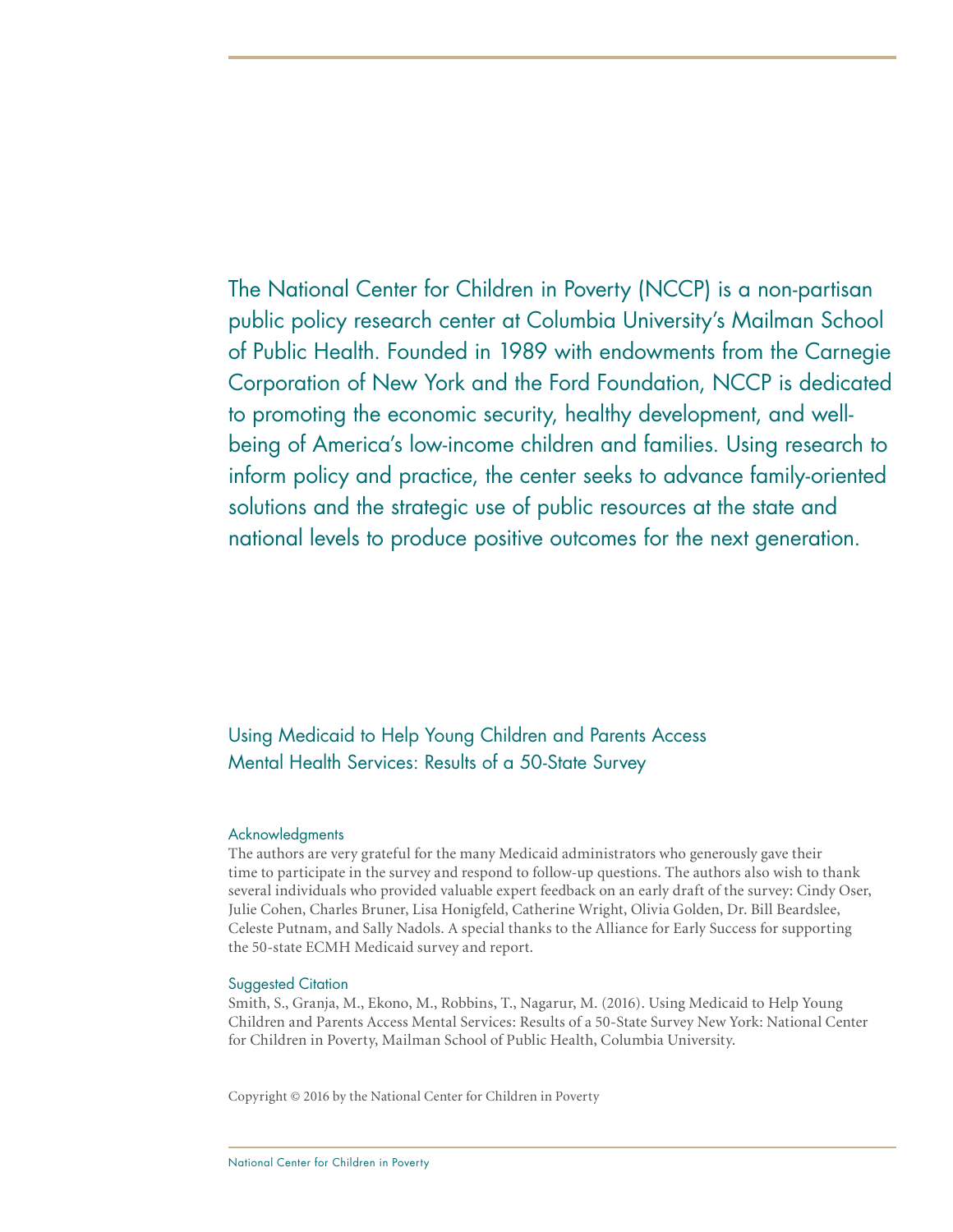The National Center for Children in Poverty (NCCP) is a non-partisan public policy research center at Columbia University's Mailman School of Public Health. Founded in 1989 with endowments from the Carnegie Corporation of New York and the Ford Foundation, NCCP is dedicated to promoting the economic security, healthy development, and well-being of America's low-income children and families. Using research to inform policy and practice, the center seeks to advance family-oriented solutions and the strategic use of public resources at the state and national levels to produce positive outcomes for the next generation.

Using Medicaid to Help Young Children and Parents Access Mental Health Services: Results of a 50-State Survey

#### Acknowledgments

The authors are very grateful for the many Medicaid administrators who generously gave their time to participate in the survey and respond to follow-up questions. The authors also wish to thank several individuals who provided valuable expert feedback on an early draft of the survey: Cindy Oser, Julie Cohen, Charles Bruner, Lisa Honigfeld, Catherine Wright, Olivia Golden, Dr. Bill Beardslee, Celeste Putnam, and Sally Nadols. A special thanks to the Alliance for Early Success for supporting the 50-state ECMH Medicaid survey and report.

#### Suggested Citation

Smith, S., Granja, M., Ekono, M., Robbins, T., Nagarur, M. (2016). Using Medicaid to Help Young Children and Parents Access Mental Services: Results of a 50-State Survey New York: National Center for Children in Poverty, Mailman School of Public Health, Columbia University.

Copyright © 2016 by the National Center for Children in Poverty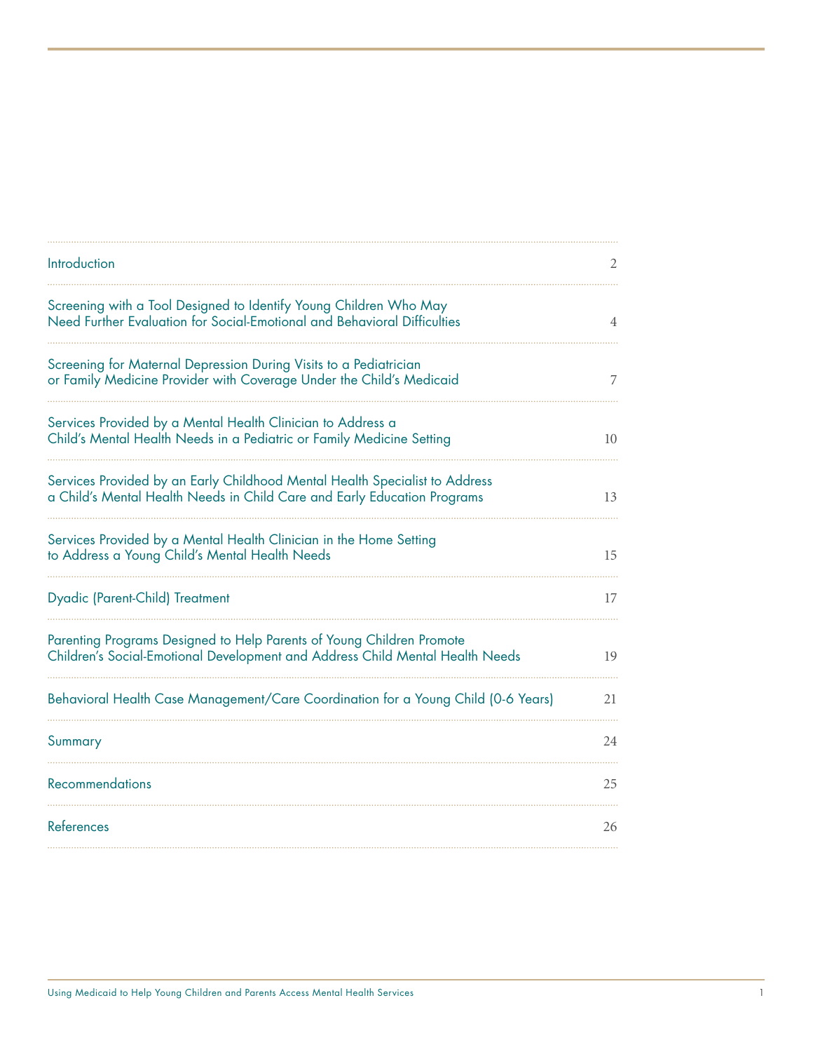| | |
|---|---|
| Introduction | 2 |
| Screening with a Tool Designed to Identify Young Children Who May Need Further Evaluation for Social-Emotional and Behavioral Difficulties | 4 |
| Screening for Maternal Depression During Visits to a Pediatrician or Family Medicine Provider with Coverage Under the Child's Medicaid | 7 |
| Services Provided by a Mental Health Clinician to Address a Child's Mental Health Needs in a Pediatric or Family Medicine Setting | 10 |
| Services Provided by an Early Childhood Mental Health Specialist to Address a Child's Mental Health Needs in Child Care and Early Education Programs | 13 |
| Services Provided by a Mental Health Clinician in the Home Setting to Address a Young Child's Mental Health Needs | 15 |
| Dyadic (Parent-Child) Treatment | 17 |
| Parenting Programs Designed to Help Parents of Young Children Promote Children's Social-Emotional Development and Address Child Mental Health Needs | 19 |
| Behavioral Health Case Management/Care Coordination for a Young Child (0-6 Years) | 21 |
| Summary | 24 |
| Recommendations | 25 |
| References | 26 |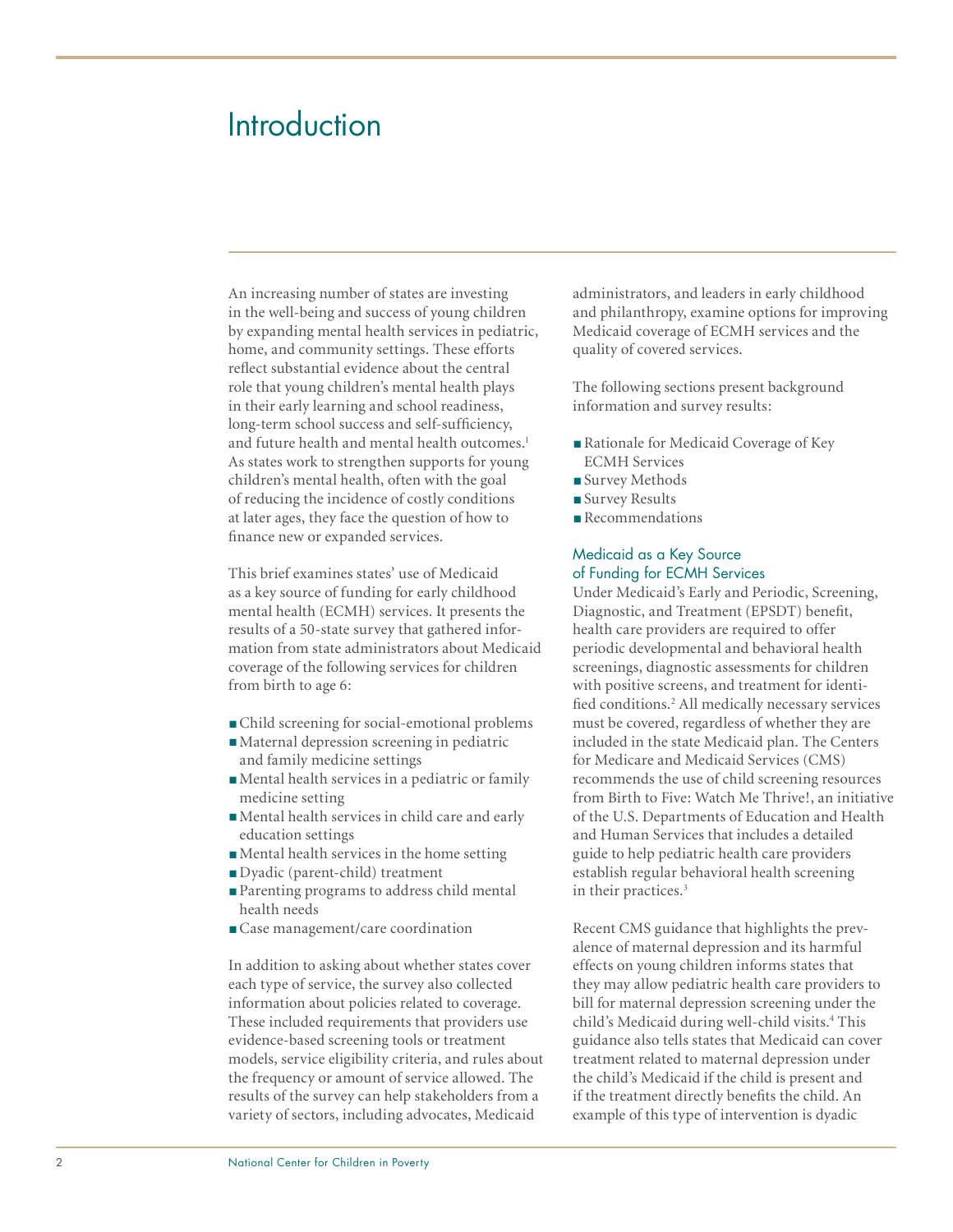# Introduction

An increasing number of states are investing in the well-being and success of young children by expanding mental health services in pediatric, home, and community settings. These efforts reflect substantial evidence about the central role that young children's mental health plays in their early learning and school readiness, long-term school success and self-sufficiency, and future health and mental health outcomes.[1] As states work to strengthen supports for young children's mental health, often with the goal of reducing the incidence of costly conditions at later ages, they face the question of how to finance new or expanded services.

This brief examines states' use of Medicaid as a key source of funding for early childhood mental health (ECMH) services. It presents the results of a 50-state survey that gathered information from state administrators about Medicaid coverage of the following services for children from birth to age 6:

- Child screening for social-emotional problems
- Maternal depression screening in pediatric and family medicine settings
- Mental health services in a pediatric or family medicine setting
- Mental health services in child care and early education settings
- Mental health services in the home setting
- Dyadic (parent-child) treatment
- Parenting programs to address child mental health needs
- Case management/care coordination

In addition to asking about whether states cover each type of service, the survey also collected information about policies related to coverage. These included requirements that providers use evidence-based screening tools or treatment models, service eligibility criteria, and rules about the frequency or amount of service allowed. The results of the survey can help stakeholders from a variety of sectors, including advocates, Medicaid administrators, and leaders in early childhood and philanthropy, examine options for improving Medicaid coverage of ECMH services and the quality of covered services.

The following sections present background information and survey results:

- Rationale for Medicaid Coverage of Key ECMH Services
- Survey Methods
- Survey Results
- Recommendations

### Medicaid as a Key Source of Funding for ECMH Services

Under Medicaid's Early and Periodic, Screening, Diagnostic, and Treatment (EPSDT) benefit, health care providers are required to offer periodic developmental and behavioral health screenings, diagnostic assessments for children with positive screens, and treatment for identified conditions.[2] All medically necessary services must be covered, regardless of whether they are included in the state Medicaid plan. The Centers for Medicare and Medicaid Services (CMS) recommends the use of child screening resources from Birth to Five: Watch Me Thrive!, an initiative of the U.S. Departments of Education and Health and Human Services that includes a detailed guide to help pediatric health care providers establish regular behavioral health screening in their practices.[3]

Recent CMS guidance that highlights the prevalence of maternal depression and its harmful effects on young children informs states that they may allow pediatric health care providers to bill for maternal depression screening under the child's Medicaid during well-child visits.[4] This guidance also tells states that Medicaid can cover treatment related to maternal depression under the child's Medicaid if the child is present and if the treatment directly benefits the child. An example of this type of intervention is dyadic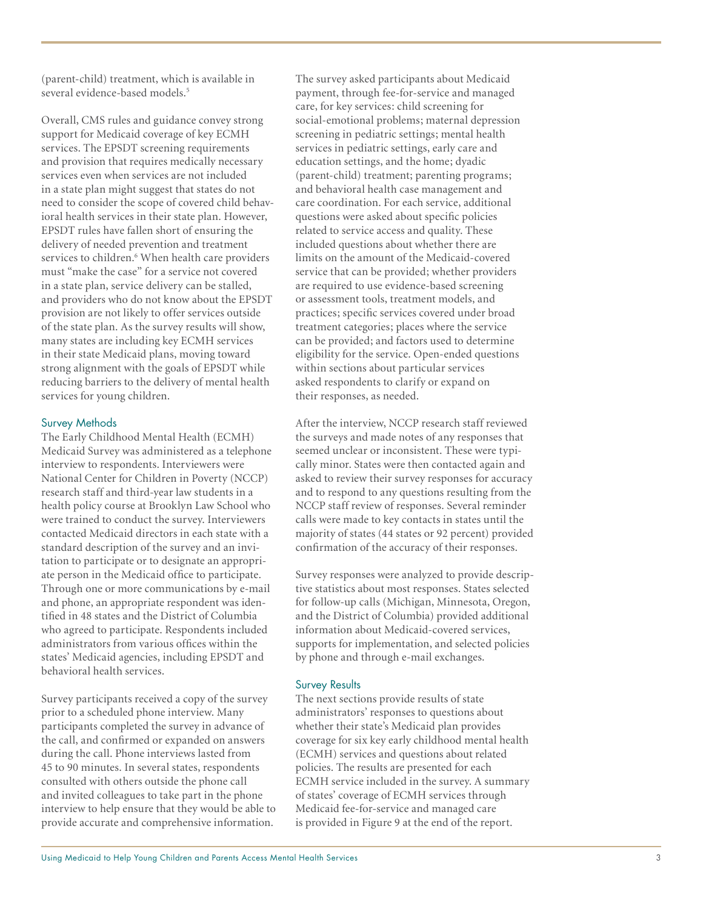(parent-child) treatment, which is available in several evidence-based models.[5]

Overall, CMS rules and guidance convey strong support for Medicaid coverage of key ECMH services. The EPSDT screening requirements and provision that requires medically necessary services even when services are not included in a state plan might suggest that states do not need to consider the scope of covered child behavioral health services in their state plan. However, EPSDT rules have fallen short of ensuring the delivery of needed prevention and treatment services to children.[6] When health care providers must "make the case" for a service not covered in a state plan, service delivery can be stalled, and providers who do not know about the EPSDT provision are not likely to offer services outside of the state plan. As the survey results will show, many states are including key ECMH services in their state Medicaid plans, moving toward strong alignment with the goals of EPSDT while reducing barriers to the delivery of mental health services for young children.

## Survey Methods

The Early Childhood Mental Health (ECMH) Medicaid Survey was administered as a telephone interview to respondents. Interviewers were National Center for Children in Poverty (NCCP) research staff and third-year law students in a health policy course at Brooklyn Law School who were trained to conduct the survey. Interviewers contacted Medicaid directors in each state with a standard description of the survey and an invitation to participate or to designate an appropriate person in the Medicaid office to participate. Through one or more communications by e-mail and phone, an appropriate respondent was identified in 48 states and the District of Columbia who agreed to participate. Respondents included administrators from various offices within the states' Medicaid agencies, including EPSDT and behavioral health services.

Survey participants received a copy of the survey prior to a scheduled phone interview. Many participants completed the survey in advance of the call, and confirmed or expanded on answers during the call. Phone interviews lasted from 45 to 90 minutes. In several states, respondents consulted with others outside the phone call and invited colleagues to take part in the phone interview to help ensure that they would be able to provide accurate and comprehensive information.

The survey asked participants about Medicaid payment, through fee-for-service and managed care, for key services: child screening for social-emotional problems; maternal depression screening in pediatric settings; mental health services in pediatric settings, early care and education settings, and the home; dyadic (parent-child) treatment; parenting programs; and behavioral health case management and care coordination. For each service, additional questions were asked about specific policies related to service access and quality. These included questions about whether there are limits on the amount of the Medicaid-covered service that can be provided; whether providers are required to use evidence-based screening or assessment tools, treatment models, and practices; specific services covered under broad treatment categories; places where the service can be provided; and factors used to determine eligibility for the service. Open-ended questions within sections about particular services asked respondents to clarify or expand on their responses, as needed.

After the interview, NCCP research staff reviewed the surveys and made notes of any responses that seemed unclear or inconsistent. These were typically minor. States were then contacted again and asked to review their survey responses for accuracy and to respond to any questions resulting from the NCCP staff review of responses. Several reminder calls were made to key contacts in states until the majority of states (44 states or 92 percent) provided confirmation of the accuracy of their responses.

Survey responses were analyzed to provide descriptive statistics about most responses. States selected for follow-up calls (Michigan, Minnesota, Oregon, and the District of Columbia) provided additional information about Medicaid-covered services, supports for implementation, and selected policies by phone and through e-mail exchanges.

## Survey Results

The next sections provide results of state administrators' responses to questions about whether their state's Medicaid plan provides coverage for six key early childhood mental health (ECMH) services and questions about related policies. The results are presented for each ECMH service included in the survey. A summary of states' coverage of ECMH services through Medicaid fee-for-service and managed care is provided in Figure 9 at the end of the report.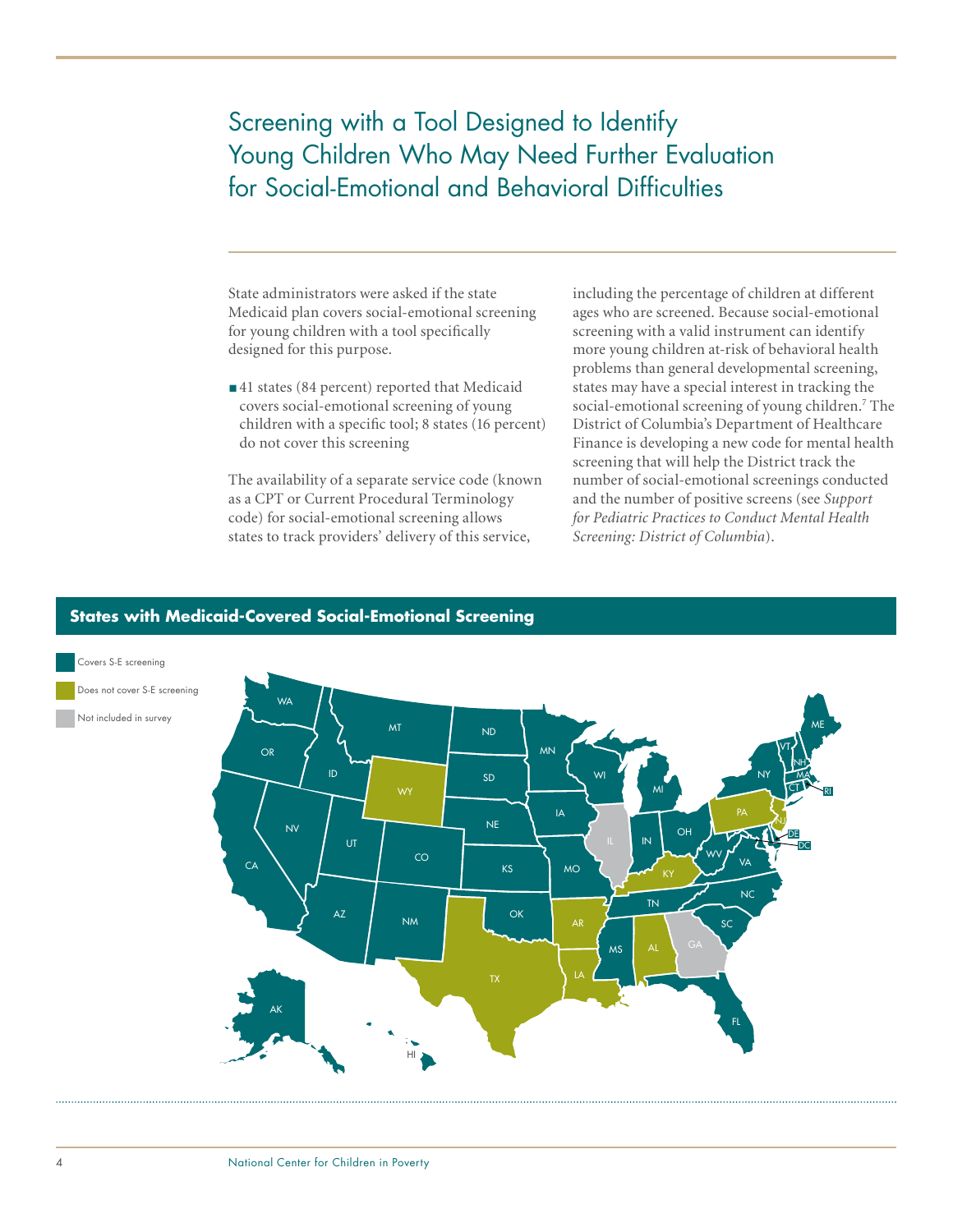# Screening with a Tool Designed to Identify Young Children Who May Need Further Evaluation for Social-Emotional and Behavioral Difficulties

State administrators were asked if the state Medicaid plan covers social-emotional screening for young children with a tool specifically designed for this purpose.

- 41 states (84 percent) reported that Medicaid covers social-emotional screening of young children with a specific tool; 8 states (16 percent) do not cover this screening

The availability of a separate service code (known as a CPT or Current Procedural Terminology code) for social-emotional screening allows states to track providers' delivery of this service, including the percentage of children at different ages who are screened. Because social-emotional screening with a valid instrument can identify more young children at-risk of behavioral health problems than general developmental screening, states may have a special interest in tracking the social-emotional screening of young children.[7] The District of Columbia's Department of Healthcare Finance is developing a new code for mental health screening that will help the District track the number of social-emotional screenings conducted and the number of positive screens (see *Support for Pediatric Practices to Conduct Mental Health Screening: District of Columbia*).

**States with Medicaid-Covered Social-Emotional Screening**

Covers S-E screening

Does not cover S-E screening

Not included in survey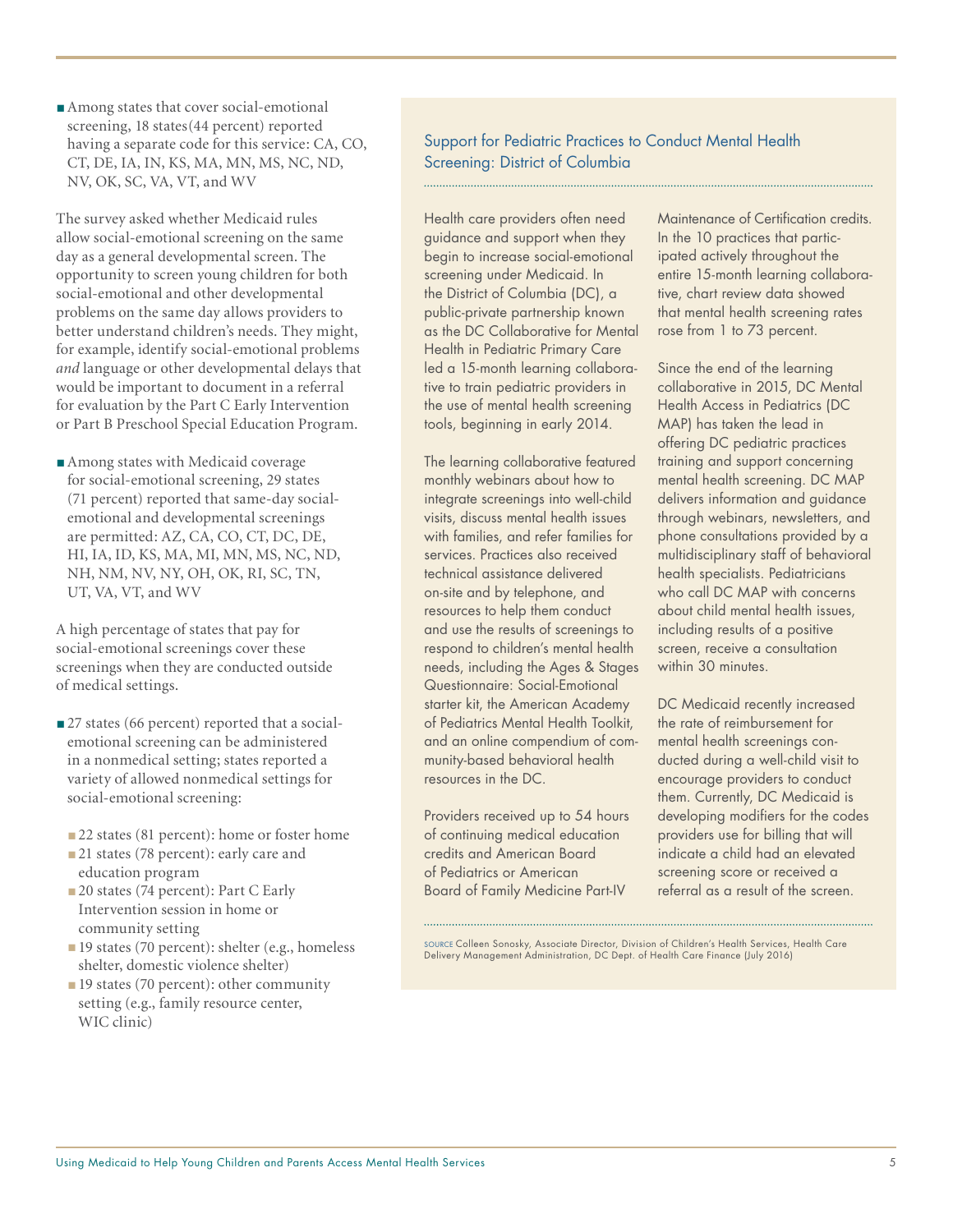- Among states that cover social-emotional screening, 18 states(44 percent) reported having a separate code for this service: CA, CO, CT, DE, IA, IN, KS, MA, MN, MS, NC, ND, NV, OK, SC, VA, VT, and WV

The survey asked whether Medicaid rules allow social-emotional screening on the same day as a general developmental screen. The opportunity to screen young children for both social-emotional and other developmental problems on the same day allows providers to better understand children's needs. They might, for example, identify social-emotional problems *and* language or other developmental delays that would be important to document in a referral for evaluation by the Part C Early Intervention or Part B Preschool Special Education Program.

- Among states with Medicaid coverage for social-emotional screening, 29 states (71 percent) reported that same-day social-emotional and developmental screenings are permitted: AZ, CA, CO, CT, DC, DE, HI, IA, ID, KS, MA, MI, MN, MS, NC, ND, NH, NM, NV, NY, OH, OK, RI, SC, TN, UT, VA, VT, and WV

A high percentage of states that pay for social-emotional screenings cover these screenings when they are conducted outside of medical settings.

- 27 states (66 percent) reported that a social-emotional screening can be administered in a nonmedical setting; states reported a variety of allowed nonmedical settings for social-emotional screening:
  - 22 states (81 percent): home or foster home
  - 21 states (78 percent): early care and education program
  - 20 states (74 percent): Part C Early Intervention session in home or community setting
  - 19 states (70 percent): shelter (e.g., homeless shelter, domestic violence shelter)
  - 19 states (70 percent): other community setting (e.g., family resource center, WIC clinic)

## Support for Pediatric Practices to Conduct Mental Health Screening: District of Columbia

Health care providers often need guidance and support when they begin to increase social-emotional screening under Medicaid. In the District of Columbia (DC), a public-private partnership known as the DC Collaborative for Mental Health in Pediatric Primary Care led a 15-month learning collaborative to train pediatric providers in the use of mental health screening tools, beginning in early 2014.

The learning collaborative featured monthly webinars about how to integrate screenings into well-child visits, discuss mental health issues with families, and refer families for services. Practices also received technical assistance delivered on-site and by telephone, and resources to help them conduct and use the results of screenings to respond to children's mental health needs, including the Ages & Stages Questionnaire: Social-Emotional starter kit, the American Academy of Pediatrics Mental Health Toolkit, and an online compendium of community-based behavioral health resources in the DC.

Providers received up to 54 hours of continuing medical education credits and American Board of Pediatrics or American Board of Family Medicine Part-IV Maintenance of Certification credits. In the 10 practices that participated actively throughout the entire 15-month learning collaborative, chart review data showed that mental health screening rates rose from 1 to 73 percent.

Since the end of the learning collaborative in 2015, DC Mental Health Access in Pediatrics (DC MAP) has taken the lead in offering DC pediatric practices training and support concerning mental health screening. DC MAP delivers information and guidance through webinars, newsletters, and phone consultations provided by a multidisciplinary staff of behavioral health specialists. Pediatricians who call DC MAP with concerns about child mental health issues, including results of a positive screen, receive a consultation within 30 minutes.

DC Medicaid recently increased the rate of reimbursement for mental health screenings conducted during a well-child visit to encourage providers to conduct them. Currently, DC Medicaid is developing modifiers for the codes providers use for billing that will indicate a child had an elevated screening score or received a referral as a result of the screen.

SOURCE Colleen Sonosky, Associate Director, Division of Children's Health Services, Health Care Delivery Management Administration, DC Dept. of Health Care Finance (July 2016)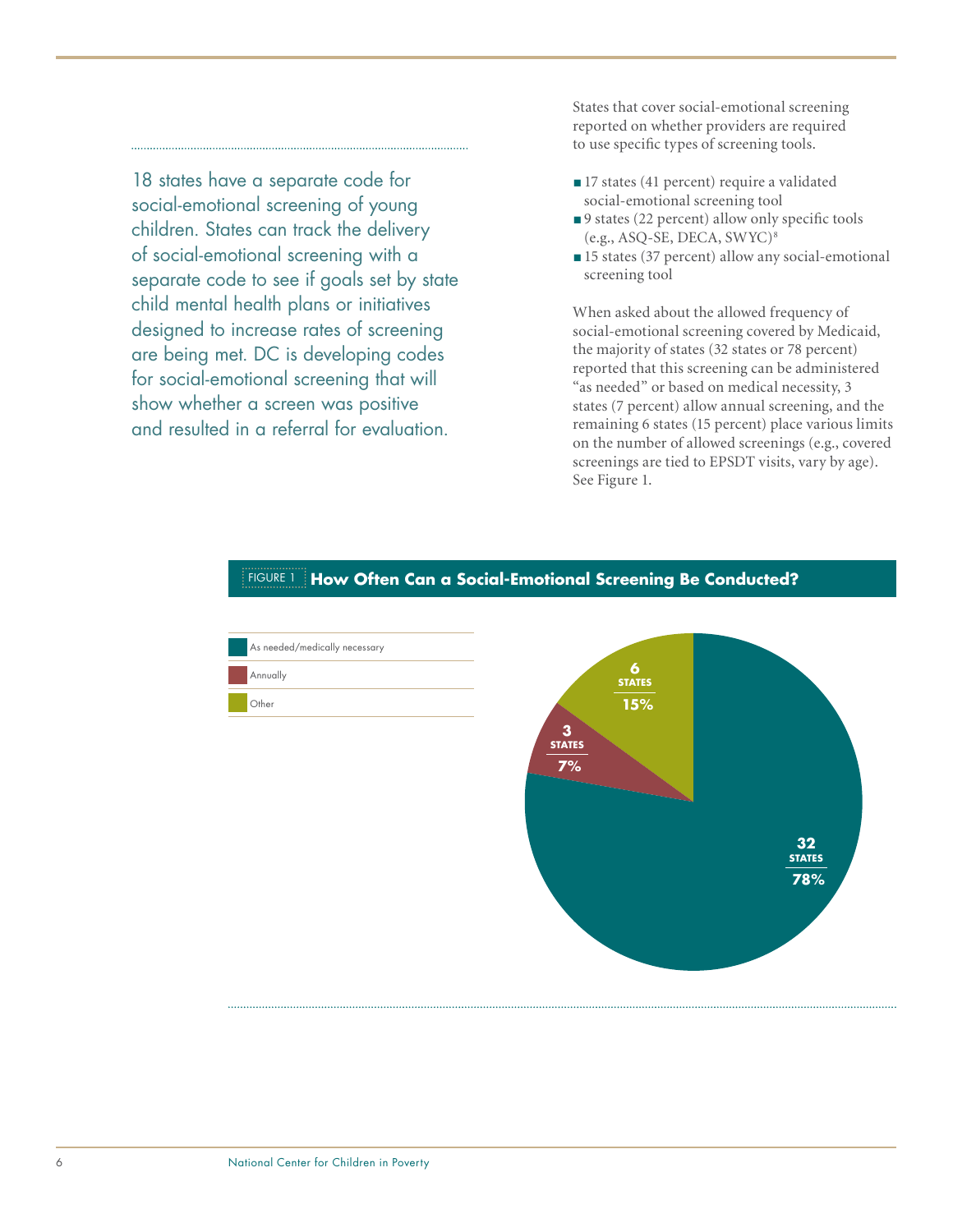18 states have a separate code for social-emotional screening of young children. States can track the delivery of social-emotional screening with a separate code to see if goals set by state child mental health plans or initiatives designed to increase rates of screening are being met. DC is developing codes for social-emotional screening that will show whether a screen was positive and resulted in a referral for evaluation.

States that cover social-emotional screening reported on whether providers are required to use specific types of screening tools.

- 17 states (41 percent) require a validated social-emotional screening tool
- 9 states (22 percent) allow only specific tools (e.g., ASQ-SE, DECA, SWYC)[8]
- 15 states (37 percent) allow any social-emotional screening tool

When asked about the allowed frequency of social-emotional screening covered by Medicaid, the majority of states (32 states or 78 percent) reported that this screening can be administered "as needed" or based on medical necessity, 3 states (7 percent) allow annual screening, and the remaining 6 states (15 percent) place various limits on the number of allowed screenings (e.g., covered screenings are tied to EPSDT visits, vary by age). See Figure 1.

FIGURE 1 **How Often Can a Social-Emotional Screening Be Conducted?**

| Frequency | States | Percent |
| --- | --- | --- |
| As needed/medically necessary | 32 | 78% |
| Annually | 3 | 7% |
| Other | 6 | 15% |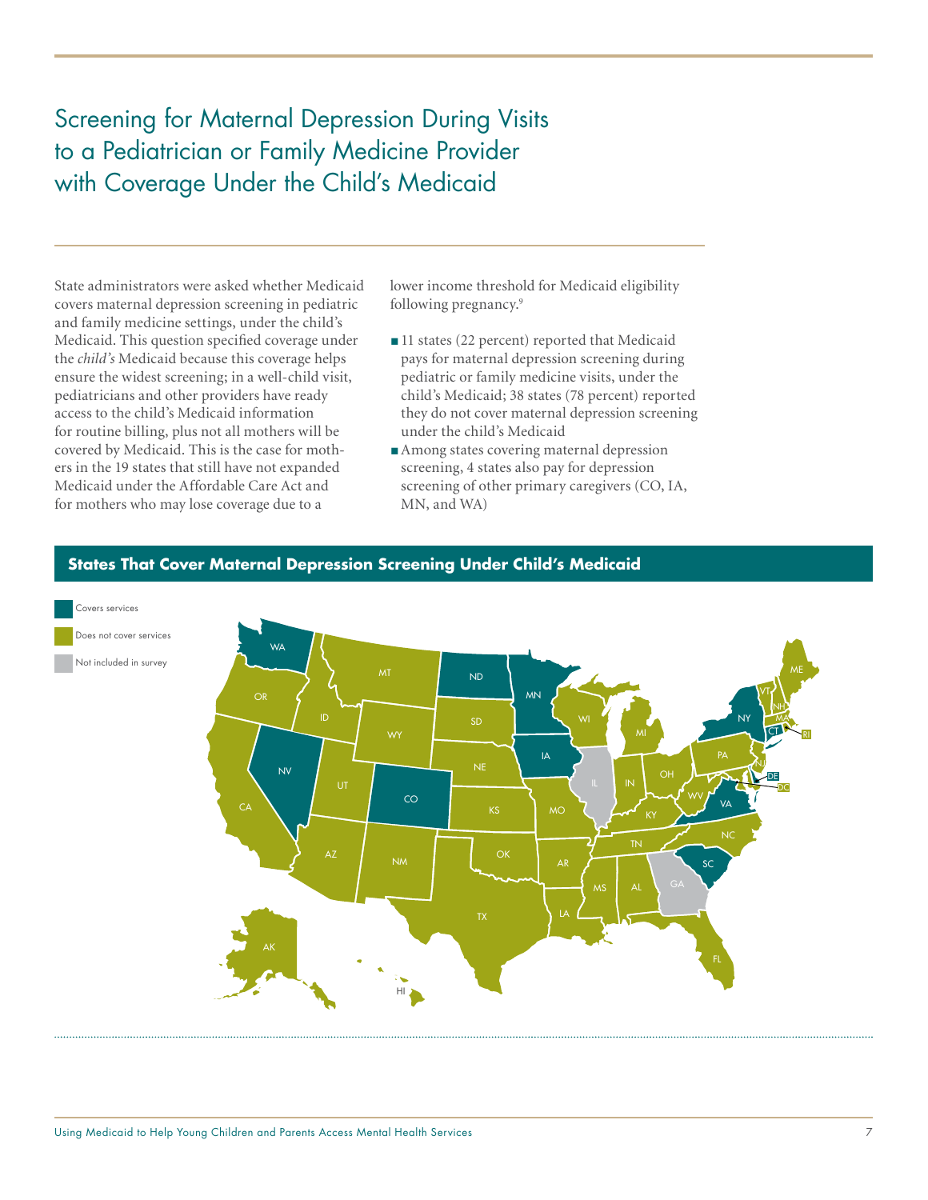# Screening for Maternal Depression During Visits to a Pediatrician or Family Medicine Provider with Coverage Under the Child's Medicaid

State administrators were asked whether Medicaid covers maternal depression screening in pediatric and family medicine settings, under the child's Medicaid. This question specified coverage under the *child's* Medicaid because this coverage helps ensure the widest screening; in a well-child visit, pediatricians and other providers have ready access to the child's Medicaid information for routine billing, plus not all mothers will be covered by Medicaid. This is the case for mothers in the 19 states that still have not expanded Medicaid under the Affordable Care Act and for mothers who may lose coverage due to a lower income threshold for Medicaid eligibility following pregnancy.[9]

- 11 states (22 percent) reported that Medicaid pays for maternal depression screening during pediatric or family medicine visits, under the child's Medicaid; 38 states (78 percent) reported they do not cover maternal depression screening under the child's Medicaid
- Among states covering maternal depression screening, 4 states also pay for depression screening of other primary caregivers (CO, IA, MN, and WA)

**States That Cover Maternal Depression Screening Under Child's Medicaid**

Covers services

Does not cover services

Not included in survey

| Category | States |
|---|---|
| Covers services | WA, NV, CO, ND, MN, IA, NY, CT, DE, VA, SC |
| Does not cover services | OR, CA, ID, MT, WY, UT, AZ, NM, SD, NE, KS, OK, TX, MO, AR, LA, WI, MI, IN, OH, KY, TN, MS, AL, FL, NC, WV, PA, NJ, DC, VT, NH, MA, RI, ME, AK, HI |
| Not included in survey | IL, GA |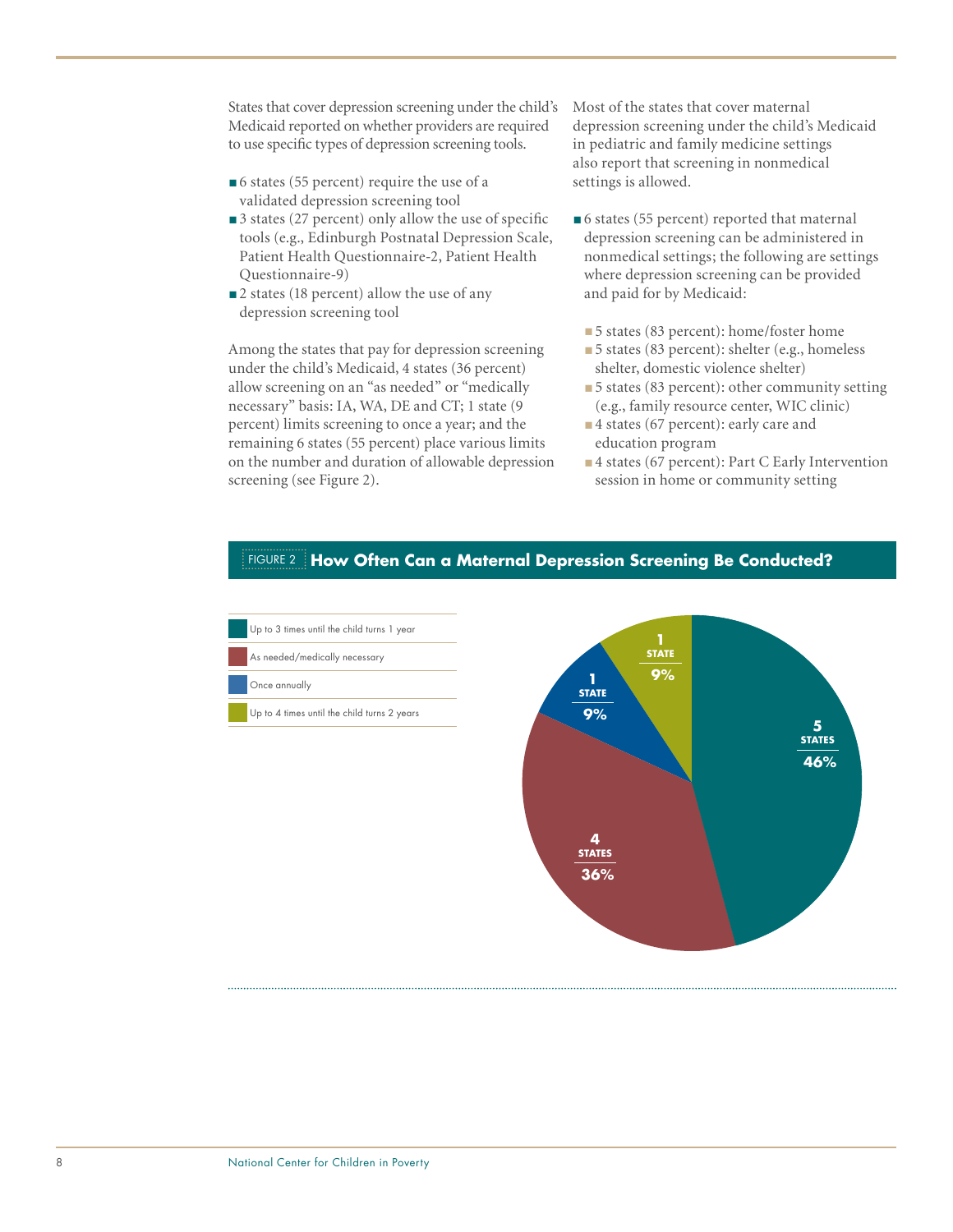States that cover depression screening under the child's Medicaid reported on whether providers are required to use specific types of depression screening tools.

- 6 states (55 percent) require the use of a validated depression screening tool
- 3 states (27 percent) only allow the use of specific tools (e.g., Edinburgh Postnatal Depression Scale, Patient Health Questionnaire-2, Patient Health Questionnaire-9)
- 2 states (18 percent) allow the use of any depression screening tool

Among the states that pay for depression screening under the child's Medicaid, 4 states (36 percent) allow screening on an "as needed" or "medically necessary" basis: IA, WA, DE and CT; 1 state (9 percent) limits screening to once a year; and the remaining 6 states (55 percent) place various limits on the number and duration of allowable depression screening (see Figure 2).

Most of the states that cover maternal depression screening under the child's Medicaid in pediatric and family medicine settings also report that screening in nonmedical settings is allowed.

- 6 states (55 percent) reported that maternal depression screening can be administered in nonmedical settings; the following are settings where depression screening can be provided and paid for by Medicaid:
  - 5 states (83 percent): home/foster home
  - 5 states (83 percent): shelter (e.g., homeless shelter, domestic violence shelter)
  - 5 states (83 percent): other community setting (e.g., family resource center, WIC clinic)
  - 4 states (67 percent): early care and education program
  - 4 states (67 percent): Part C Early Intervention session in home or community setting

FIGURE 2 **How Often Can a Maternal Depression Screening Be Conducted?**

| Screening frequency | States | Percent |
|---|---|---|
| Up to 3 times until the child turns 1 year | 5 | 46% |
| As needed/medically necessary | 4 | 36% |
| Once annually | 1 | 9% |
| Up to 4 times until the child turns 2 years | 1 | 9% |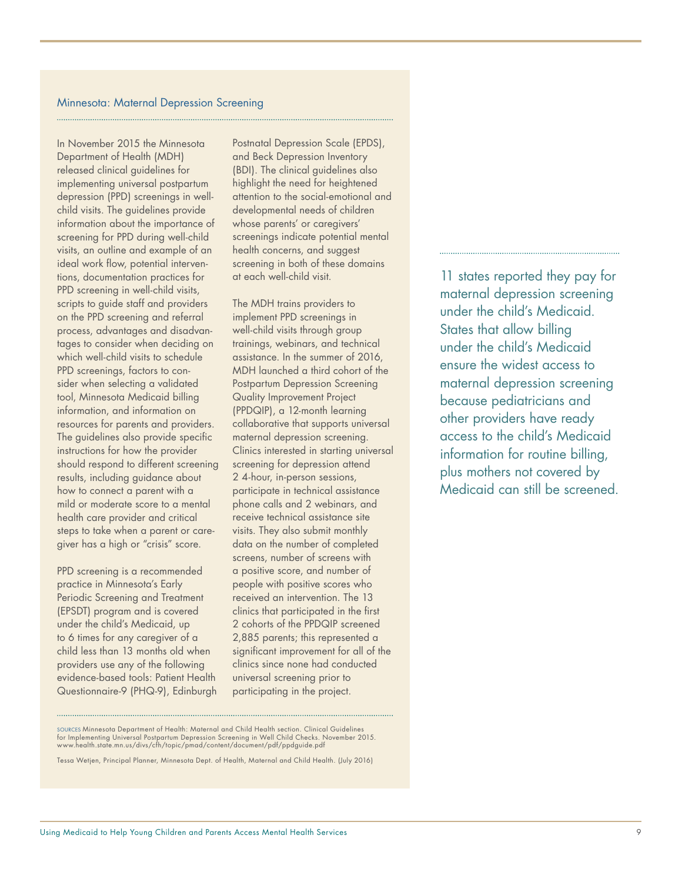## Minnesota: Maternal Depression Screening

In November 2015 the Minnesota Department of Health (MDH) released clinical guidelines for implementing universal postpartum depression (PPD) screenings in well-child visits. The guidelines provide information about the importance of screening for PPD during well-child visits, an outline and example of an ideal work flow, potential interventions, documentation practices for PPD screening in well-child visits, scripts to guide staff and providers on the PPD screening and referral process, advantages and disadvantages to consider when deciding on which well-child visits to schedule PPD screenings, factors to consider when selecting a validated tool, Minnesota Medicaid billing information, and information on resources for parents and providers. The guidelines also provide specific instructions for how the provider should respond to different screening results, including guidance about how to connect a parent with a mild or moderate score to a mental health care provider and critical steps to take when a parent or caregiver has a high or "crisis" score.

PPD screening is a recommended practice in Minnesota's Early Periodic Screening and Treatment (EPSDT) program and is covered under the child's Medicaid, up to 6 times for any caregiver of a child less than 13 months old when providers use any of the following evidence-based tools: Patient Health Questionnaire-9 (PHQ-9), Edinburgh Postnatal Depression Scale (EPDS), and Beck Depression Inventory (BDI). The clinical guidelines also highlight the need for heightened attention to the social-emotional and developmental needs of children whose parents' or caregivers' screenings indicate potential mental health concerns, and suggest screening in both of these domains at each well-child visit.

The MDH trains providers to implement PPD screenings in well-child visits through group trainings, webinars, and technical assistance. In the summer of 2016, MDH launched a third cohort of the Postpartum Depression Screening Quality Improvement Project (PPDQIP), a 12-month learning collaborative that supports universal maternal depression screening. Clinics interested in starting universal screening for depression attend 2 4-hour, in-person sessions, participate in technical assistance phone calls and 2 webinars, and receive technical assistance site visits. They also submit monthly data on the number of completed screens, number of screens with a positive score, and number of people with positive scores who received an intervention. The 13 clinics that participated in the first 2 cohorts of the PPDQIP screened 2,885 parents; this represented a significant improvement for all of the clinics since none had conducted universal screening prior to participating in the project.

SOURCES Minnesota Department of Health: Maternal and Child Health section. Clinical Guidelines for Implementing Universal Postpartum Depression Screening in Well Child Checks. November 2015. www.health.state.mn.us/divs/cfh/topic/pmad/content/document/pdf/ppdguide.pdf

Tessa Wetjen, Principal Planner, Minnesota Dept. of Health, Maternal and Child Health. (July 2016)

11 states reported they pay for maternal depression screening under the child's Medicaid. States that allow billing under the child's Medicaid ensure the widest access to maternal depression screening because pediatricians and other providers have ready access to the child's Medicaid information for routine billing, plus mothers not covered by Medicaid can still be screened.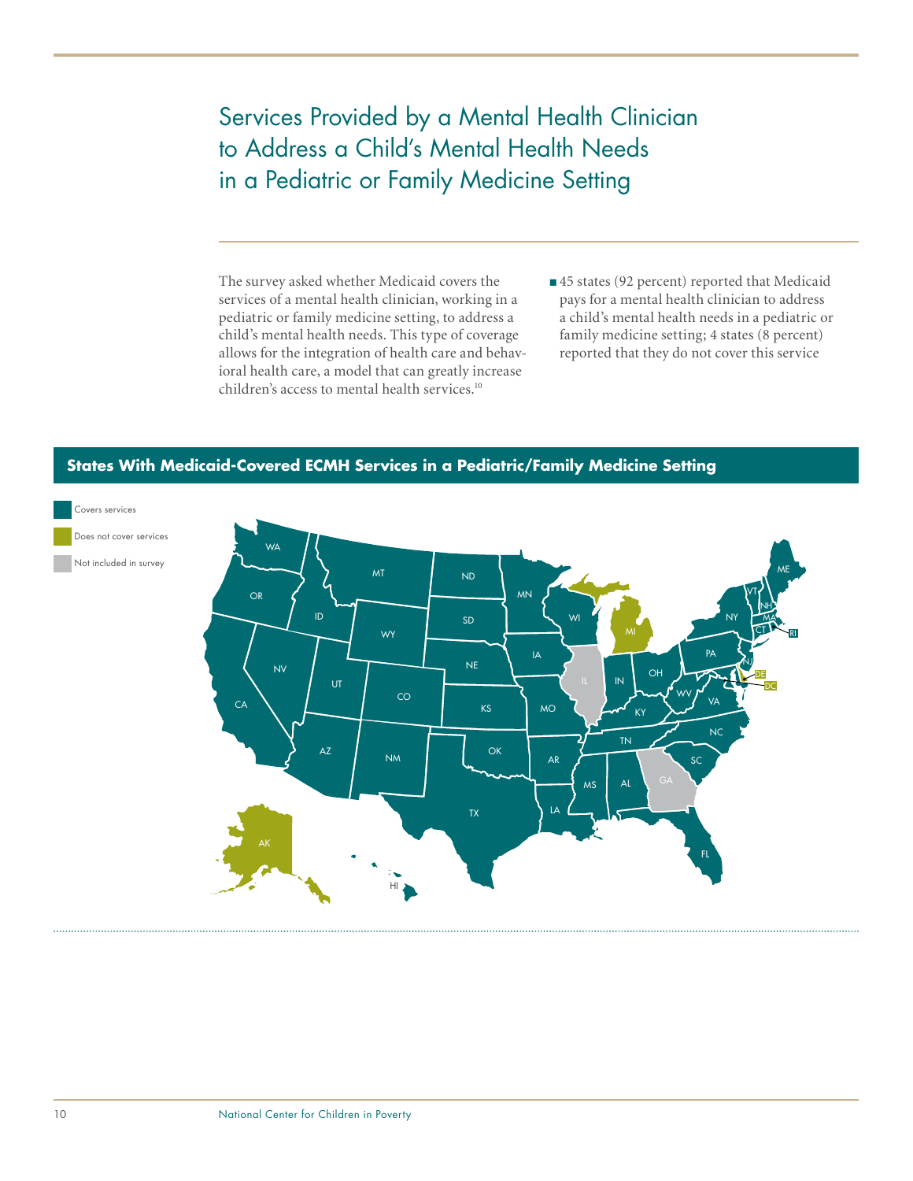# Services Provided by a Mental Health Clinician to Address a Child's Mental Health Needs in a Pediatric or Family Medicine Setting

The survey asked whether Medicaid covers the services of a mental health clinician, working in a pediatric or family medicine setting, to address a child's mental health needs. This type of coverage allows for the integration of health care and behavioral health care, a model that can greatly increase children's access to mental health services.[10]

- 45 states (92 percent) reported that Medicaid pays for a mental health clinician to address a child's mental health needs in a pediatric or family medicine setting; 4 states (8 percent) reported that they do not cover this service

**States With Medicaid-Covered ECMH Services in a Pediatric/Family Medicine Setting**

Covers services

Does not cover services

Not included in survey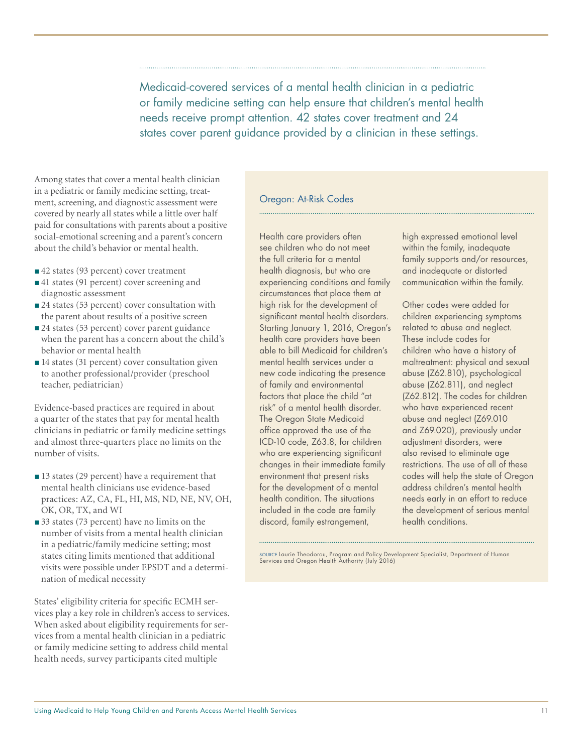Medicaid-covered services of a mental health clinician in a pediatric or family medicine setting can help ensure that children's mental health needs receive prompt attention. 42 states cover treatment and 24 states cover parent guidance provided by a clinician in these settings.

Among states that cover a mental health clinician in a pediatric or family medicine setting, treatment, screening, and diagnostic assessment were covered by nearly all states while a little over half paid for consultations with parents about a positive social-emotional screening and a parent's concern about the child's behavior or mental health.

- 42 states (93 percent) cover treatment
- 41 states (91 percent) cover screening and diagnostic assessment
- 24 states (53 percent) cover consultation with the parent about results of a positive screen
- 24 states (53 percent) cover parent guidance when the parent has a concern about the child's behavior or mental health
- 14 states (31 percent) cover consultation given to another professional/provider (preschool teacher, pediatrician)

Evidence-based practices are required in about a quarter of the states that pay for mental health clinicians in pediatric or family medicine settings and almost three-quarters place no limits on the number of visits.

- 13 states (29 percent) have a requirement that mental health clinicians use evidence-based practices: AZ, CA, FL, HI, MS, ND, NE, NV, OH, OK, OR, TX, and WI
- 33 states (73 percent) have no limits on the number of visits from a mental health clinician in a pediatric/family medicine setting; most states citing limits mentioned that additional visits were possible under EPSDT and a determination of medical necessity

States' eligibility criteria for specific ECMH services play a key role in children's access to services. When asked about eligibility requirements for services from a mental health clinician in a pediatric or family medicine setting to address child mental health needs, survey participants cited multiple

### Oregon: At-Risk Codes

Health care providers often see children who do not meet the full criteria for a mental health diagnosis, but who are experiencing conditions and family circumstances that place them at high risk for the development of significant mental health disorders. Starting January 1, 2016, Oregon's health care providers have been able to bill Medicaid for children's mental health services under a new code indicating the presence of family and environmental factors that place the child "at risk" of a mental health disorder. The Oregon State Medicaid office approved the use of the ICD-10 code, Z63.8, for children who are experiencing significant changes in their immediate family environment that present risks for the development of a mental health condition. The situations included in the code are family discord, family estrangement, high expressed emotional level within the family, inadequate family supports and/or resources, and inadequate or distorted communication within the family.

Other codes were added for children experiencing symptoms related to abuse and neglect. These include codes for children who have a history of maltreatment: physical and sexual abuse (Z62.810), psychological abuse (Z62.811), and neglect (Z62.812). The codes for children who have experienced recent abuse and neglect (Z69.010 and Z69.020), previously under adjustment disorders, were also revised to eliminate age restrictions. The use of all of these codes will help the state of Oregon address children's mental health needs early in an effort to reduce the development of serious mental health conditions.

SOURCE Laurie Theodorou, Program and Policy Development Specialist, Department of Human Services and Oregon Health Authority (July 2016)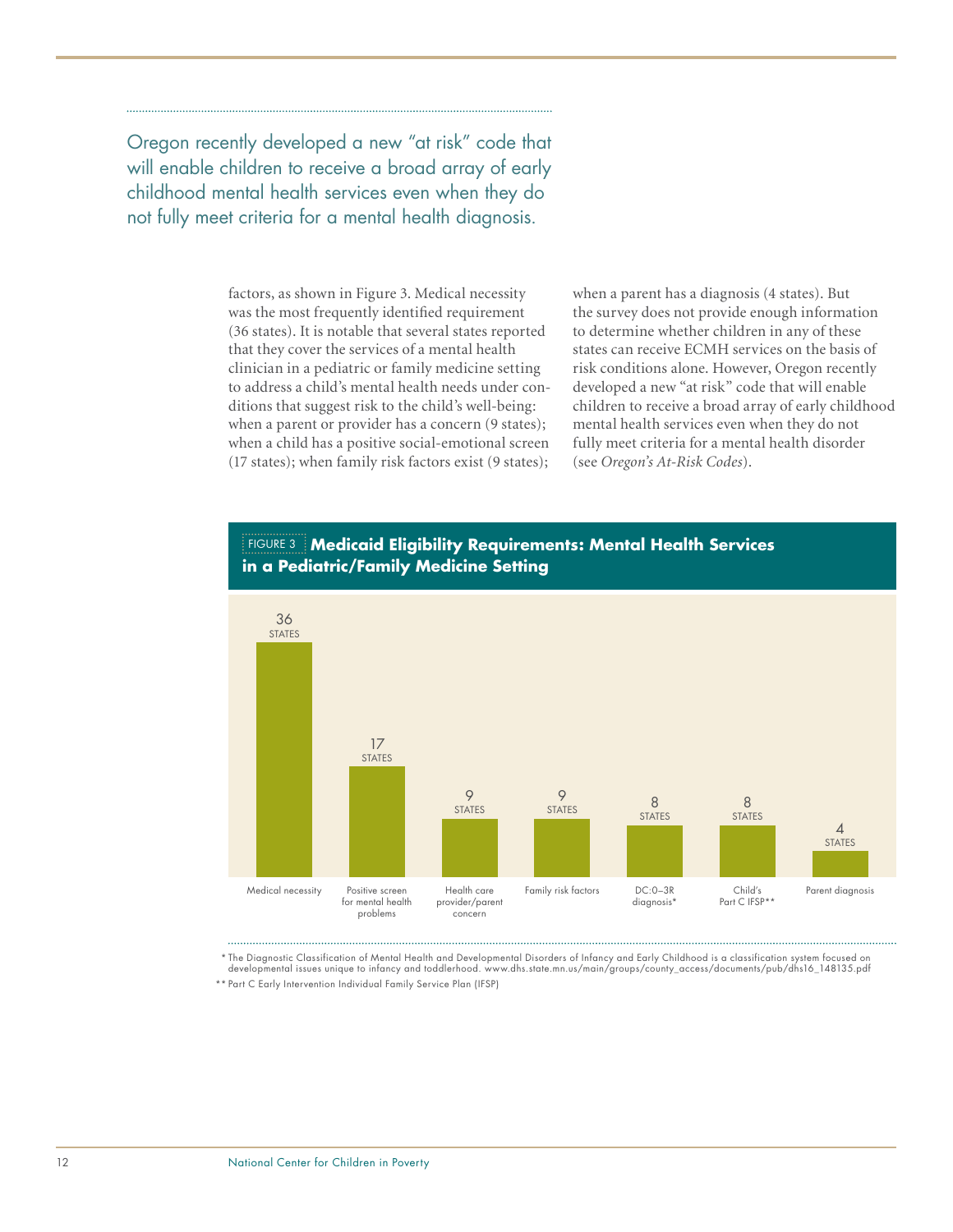Oregon recently developed a new "at risk" code that will enable children to receive a broad array of early childhood mental health services even when they do not fully meet criteria for a mental health diagnosis.

factors, as shown in Figure 3. Medical necessity was the most frequently identified requirement (36 states). It is notable that several states reported that they cover the services of a mental health clinician in a pediatric or family medicine setting to address a child's mental health needs under conditions that suggest risk to the child's well-being: when a parent or provider has a concern (9 states); when a child has a positive social-emotional screen (17 states); when family risk factors exist (9 states); when a parent has a diagnosis (4 states). But the survey does not provide enough information to determine whether children in any of these states can receive ECMH services on the basis of risk conditions alone. However, Oregon recently developed a new "at risk" code that will enable children to receive a broad array of early childhood mental health services even when they do not fully meet criteria for a mental health disorder (see *Oregon's At-Risk Codes*).

**FIGURE 3 Medicaid Eligibility Requirements: Mental Health Services in a Pediatric/Family Medicine Setting**

| Requirement | Number of states |
|---|---|
| Medical necessity | 36 STATES |
| Positive screen for mental health problems | 17 STATES |
| Health care provider/parent concern | 9 STATES |
| Family risk factors | 9 STATES |
| DC:0–3R diagnosis* | 8 STATES |
| Child's Part C IFSP** | 8 STATES |
| Parent diagnosis | 4 STATES |

\* The Diagnostic Classification of Mental Health and Developmental Disorders of Infancy and Early Childhood is a classification system focused on developmental issues unique to infancy and toddlerhood. www.dhs.state.mn.us/main/groups/county_access/documents/pub/dhs16_148135.pdf

\*\* Part C Early Intervention Individual Family Service Plan (IFSP)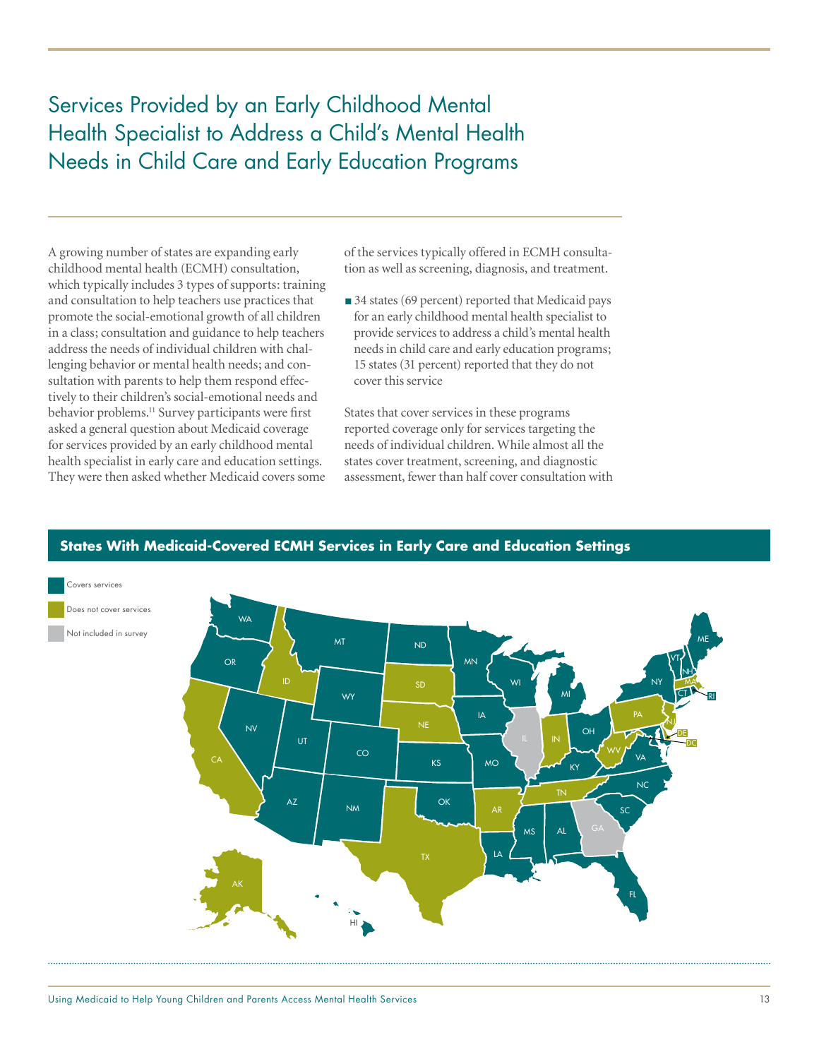# Services Provided by an Early Childhood Mental Health Specialist to Address a Child's Mental Health Needs in Child Care and Early Education Programs

A growing number of states are expanding early childhood mental health (ECMH) consultation, which typically includes 3 types of supports: training and consultation to help teachers use practices that promote the social-emotional growth of all children in a class; consultation and guidance to help teachers address the needs of individual children with challenging behavior or mental health needs; and consultation with parents to help them respond effectively to their children's social-emotional needs and behavior problems.[11] Survey participants were first asked a general question about Medicaid coverage for services provided by an early childhood mental health specialist in early care and education settings. They were then asked whether Medicaid covers some of the services typically offered in ECMH consultation as well as screening, diagnosis, and treatment.

- 34 states (69 percent) reported that Medicaid pays for an early childhood mental health specialist to provide services to address a child's mental health needs in child care and early education programs; 15 states (31 percent) reported that they do not cover this service

States that cover services in these programs reported coverage only for services targeting the needs of individual children. While almost all the states cover treatment, screening, and diagnostic assessment, fewer than half cover consultation with

**States With Medicaid-Covered ECMH Services in Early Care and Education Settings**

Covers services: WA, OR, NV, UT, AZ, MT, WY, CO, NM, ND, MN, IA, KS, MO, OK, LA, WI, MI, OH, KY, MS, AL, FL, SC, NC, VA, MD, NY, VT, NH, ME, CT, RI, HI

Does not cover services: CA, ID, SD, NE, TX, AR, IN, TN, WV, PA, NJ, DE, DC, MA, AK

Not included in survey: IL, GA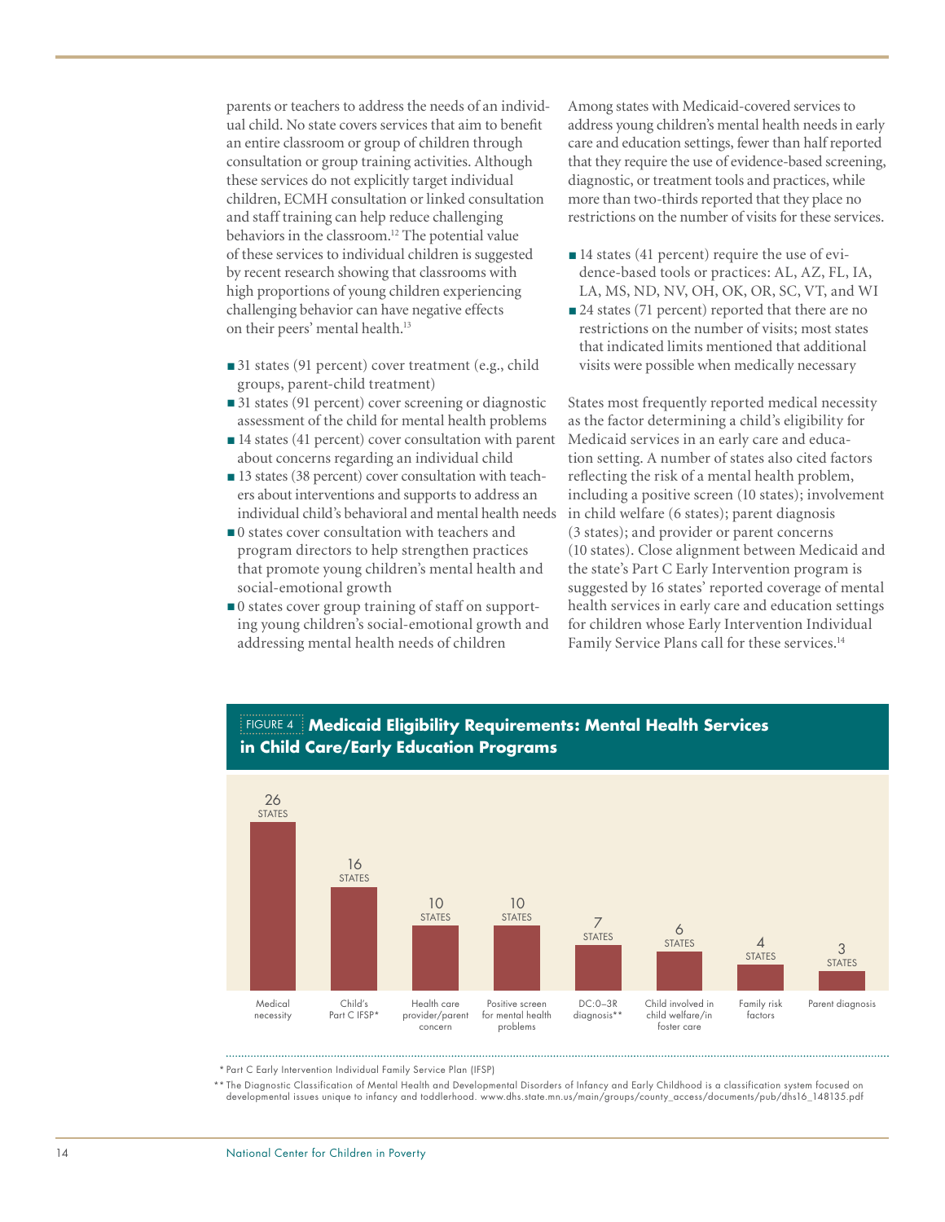parents or teachers to address the needs of an individual child. No state covers services that aim to benefit an entire classroom or group of children through consultation or group training activities. Although these services do not explicitly target individual children, ECMH consultation or linked consultation and staff training can help reduce challenging behaviors in the classroom.[12] The potential value of these services to individual children is suggested by recent research showing that classrooms with high proportions of young children experiencing challenging behavior can have negative effects on their peers' mental health.[13]

- 31 states (91 percent) cover treatment (e.g., child groups, parent-child treatment)
- 31 states (91 percent) cover screening or diagnostic assessment of the child for mental health problems
- 14 states (41 percent) cover consultation with parent about concerns regarding an individual child
- 13 states (38 percent) cover consultation with teachers about interventions and supports to address an individual child's behavioral and mental health needs
- 0 states cover consultation with teachers and program directors to help strengthen practices that promote young children's mental health and social-emotional growth
- 0 states cover group training of staff on supporting young children's social-emotional growth and addressing mental health needs of children

Among states with Medicaid-covered services to address young children's mental health needs in early care and education settings, fewer than half reported that they require the use of evidence-based screening, diagnostic, or treatment tools and practices, while more than two-thirds reported that they place no restrictions on the number of visits for these services.

- 14 states (41 percent) require the use of evidence-based tools or practices: AL, AZ, FL, IA, LA, MS, ND, NV, OH, OK, OR, SC, VT, and WI
- 24 states (71 percent) reported that there are no restrictions on the number of visits; most states that indicated limits mentioned that additional visits were possible when medically necessary

States most frequently reported medical necessity as the factor determining a child's eligibility for Medicaid services in an early care and education setting. A number of states also cited factors reflecting the risk of a mental health problem, including a positive screen (10 states); involvement in child welfare (6 states); parent diagnosis (3 states); and provider or parent concerns (10 states). Close alignment between Medicaid and the state's Part C Early Intervention program is suggested by 16 states' reported coverage of mental health services in early care and education settings for children whose Early Intervention Individual Family Service Plans call for these services.[14]

**FIGURE 4 Medicaid Eligibility Requirements: Mental Health Services in Child Care/Early Education Programs**

| Requirement | Number of states |
|---|---|
| Medical necessity | 26 |
| Child's Part C IFSP* | 16 |
| Health care provider/parent concern | 10 |
| Positive screen for mental health problems | 10 |
| DC:0–3R diagnosis** | 7 |
| Child involved in child welfare/in foster care | 6 |
| Family risk factors | 4 |
| Parent diagnosis | 3 |

\* Part C Early Intervention Individual Family Service Plan (IFSP)

\*\* The Diagnostic Classification of Mental Health and Developmental Disorders of Infancy and Early Childhood is a classification system focused on developmental issues unique to infancy and toddlerhood. www.dhs.state.mn.us/main/groups/county_access/documents/pub/dhs16_148135.pdf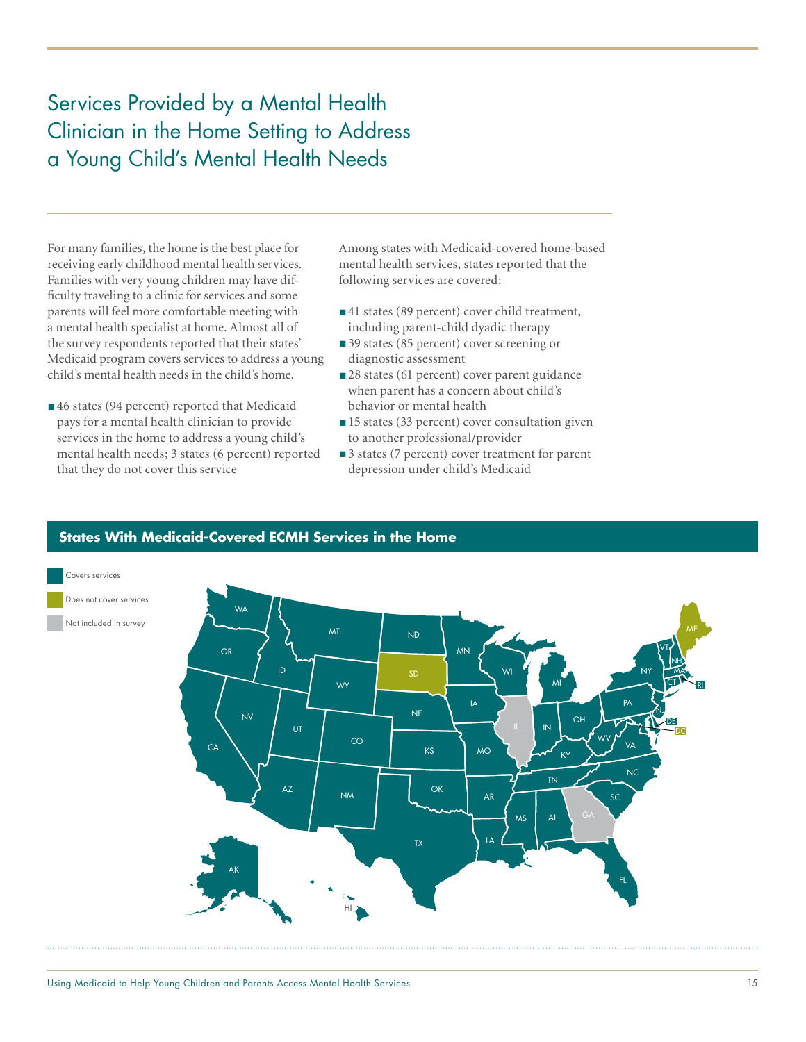# Services Provided by a Mental Health Clinician in the Home Setting to Address a Young Child's Mental Health Needs

For many families, the home is the best place for receiving early childhood mental health services. Families with very young children may have difficulty traveling to a clinic for services and some parents will feel more comfortable meeting with a mental health specialist at home. Almost all of the survey respondents reported that their states' Medicaid program covers services to address a young child's mental health needs in the child's home.

- 46 states (94 percent) reported that Medicaid pays for a mental health clinician to provide services in the home to address a young child's mental health needs; 3 states (6 percent) reported that they do not cover this service

Among states with Medicaid-covered home-based mental health services, states reported that the following services are covered:

- 41 states (89 percent) cover child treatment, including parent-child dyadic therapy
- 39 states (85 percent) cover screening or diagnostic assessment
- 28 states (61 percent) cover parent guidance when parent has a concern about child's behavior or mental health
- 15 states (33 percent) cover consultation given to another professional/provider
- 3 states (7 percent) cover treatment for parent depression under child's Medicaid

## States With Medicaid-Covered ECMH Services in the Home

- Covers services
- Does not cover services
- Not included in survey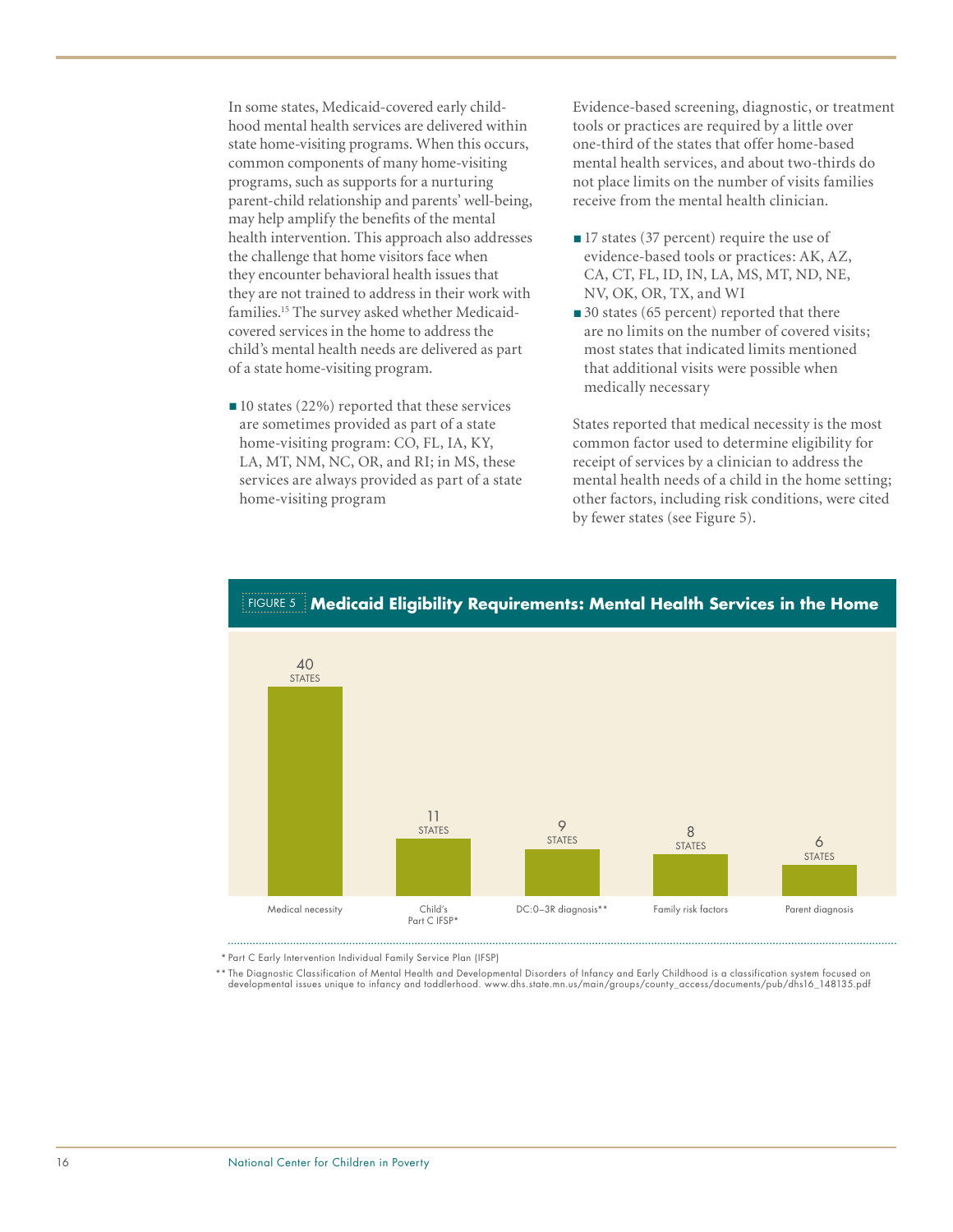In some states, Medicaid-covered early childhood mental health services are delivered within state home-visiting programs. When this occurs, common components of many home-visiting programs, such as supports for a nurturing parent-child relationship and parents' well-being, may help amplify the benefits of the mental health intervention. This approach also addresses the challenge that home visitors face when they encounter behavioral health issues that they are not trained to address in their work with families.[15] The survey asked whether Medicaid-covered services in the home to address the child's mental health needs are delivered as part of a state home-visiting program.

- 10 states (22%) reported that these services are sometimes provided as part of a state home-visiting program: CO, FL, IA, KY, LA, MT, NM, NC, OR, and RI; in MS, these services are always provided as part of a state home-visiting program

Evidence-based screening, diagnostic, or treatment tools or practices are required by a little over one-third of the states that offer home-based mental health services, and about two-thirds do not place limits on the number of visits families receive from the mental health clinician.

- 17 states (37 percent) require the use of evidence-based tools or practices: AK, AZ, CA, CT, FL, ID, IN, LA, MS, MT, ND, NE, NV, OK, OR, TX, and WI
- 30 states (65 percent) reported that there are no limits on the number of covered visits; most states that indicated limits mentioned that additional visits were possible when medically necessary

States reported that medical necessity is the most common factor used to determine eligibility for receipt of services by a clinician to address the mental health needs of a child in the home setting; other factors, including risk conditions, were cited by fewer states (see Figure 5).

**FIGURE 5 Medicaid Eligibility Requirements: Mental Health Services in the Home**

| Requirement | States |
|---|---|
| Medical necessity | 40 STATES |
| Child's Part C IFSP* | 11 STATES |
| DC:0–3R diagnosis** | 9 STATES |
| Family risk factors | 8 STATES |
| Parent diagnosis | 6 STATES |

\* Part C Early Intervention Individual Family Service Plan (IFSP)

\*\* The Diagnostic Classification of Mental Health and Developmental Disorders of Infancy and Early Childhood is a classification system focused on developmental issues unique to infancy and toddlerhood. www.dhs.state.mn.us/main/groups/county_access/documents/pub/dhs16_148135.pdf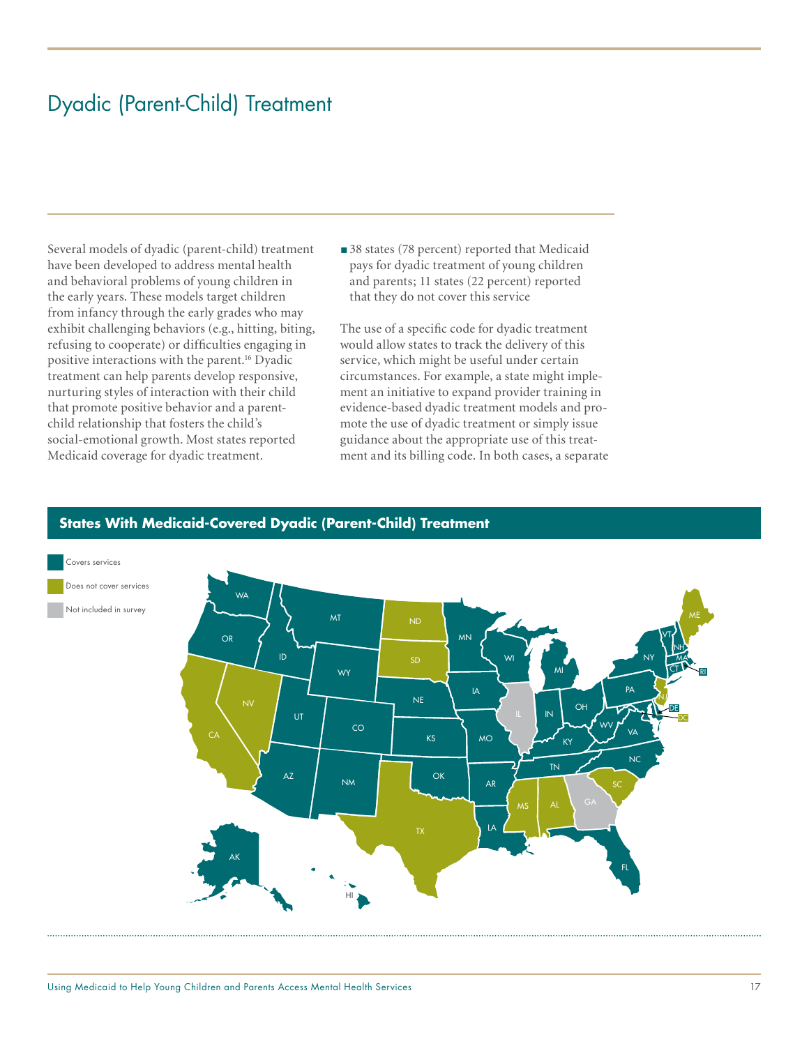# Dyadic (Parent-Child) Treatment

Several models of dyadic (parent-child) treatment have been developed to address mental health and behavioral problems of young children in the early years. These models target children from infancy through the early grades who may exhibit challenging behaviors (e.g., hitting, biting, refusing to cooperate) or difficulties engaging in positive interactions with the parent.[16] Dyadic treatment can help parents develop responsive, nurturing styles of interaction with their child that promote positive behavior and a parent-child relationship that fosters the child's social-emotional growth. Most states reported Medicaid coverage for dyadic treatment.

- 38 states (78 percent) reported that Medicaid pays for dyadic treatment of young children and parents; 11 states (22 percent) reported that they do not cover this service

The use of a specific code for dyadic treatment would allow states to track the delivery of this service, which might be useful under certain circumstances. For example, a state might implement an initiative to expand provider training in evidence-based dyadic treatment models and promote the use of dyadic treatment or simply issue guidance about the appropriate use of this treatment and its billing code. In both cases, a separate

**States With Medicaid-Covered Dyadic (Parent-Child) Treatment**

Covers services: WA, OR, ID, MT, WY, UT, CO, AZ, NM, AK, HI, MN, IA, NE, KS, OK, MO, AR, LA, WI, MI, IN, OH, KY, TN, WV, VA, NC, FL, PA, NY, VT, NH, MA, CT, RI, DE

Does not cover services: CA, NV, ND, SD, TX, MS, AL, SC, ME, NJ, DC

Not included in survey: IL, GA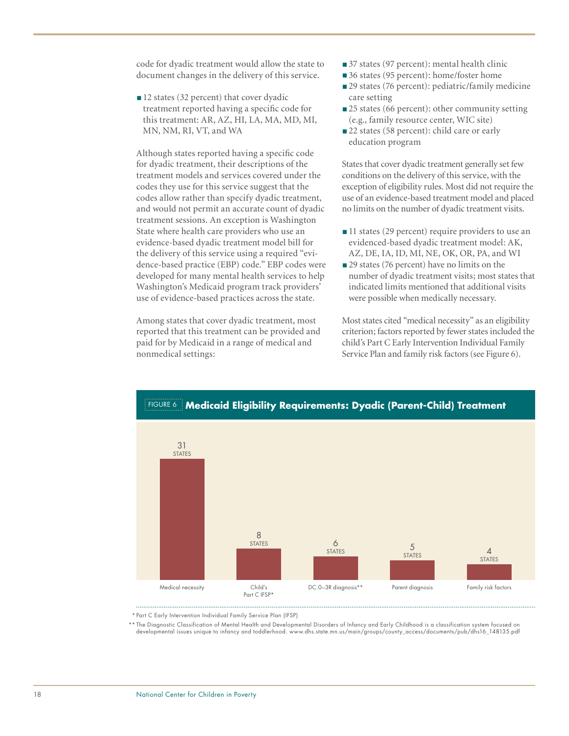code for dyadic treatment would allow the state to document changes in the delivery of this service.

- 12 states (32 percent) that cover dyadic treatment reported having a specific code for this treatment: AR, AZ, HI, LA, MA, MD, MI, MN, NM, RI, VT, and WA

Although states reported having a specific code for dyadic treatment, their descriptions of the treatment models and services covered under the codes they use for this service suggest that the codes allow rather than specify dyadic treatment, and would not permit an accurate count of dyadic treatment sessions. An exception is Washington State where health care providers who use an evidence-based dyadic treatment model bill for the delivery of this service using a required "evidence-based practice (EBP) code." EBP codes were developed for many mental health services to help Washington's Medicaid program track providers' use of evidence-based practices across the state.

Among states that cover dyadic treatment, most reported that this treatment can be provided and paid for by Medicaid in a range of medical and nonmedical settings:

- 37 states (97 percent): mental health clinic
- 36 states (95 percent): home/foster home
- 29 states (76 percent): pediatric/family medicine care setting
- 25 states (66 percent): other community setting (e.g., family resource center, WIC site)
- 22 states (58 percent): child care or early education program

States that cover dyadic treatment generally set few conditions on the delivery of this service, with the exception of eligibility rules. Most did not require the use of an evidence-based treatment model and placed no limits on the number of dyadic treatment visits.

- 11 states (29 percent) require providers to use an evidenced-based dyadic treatment model: AK, AZ, DE, IA, ID, MI, NE, OK, OR, PA, and WI
- 29 states (76 percent) have no limits on the number of dyadic treatment visits; most states that indicated limits mentioned that additional visits were possible when medically necessary.

Most states cited "medical necessity" as an eligibility criterion; factors reported by fewer states included the child's Part C Early Intervention Individual Family Service Plan and family risk factors (see Figure 6).

FIGURE 6 **Medicaid Eligibility Requirements: Dyadic (Parent-Child) Treatment**

| Requirement | States |
|---|---|
| Medical necessity | 31 |
| Child's Part C IFSP* | 8 |
| DC:0–3R diagnosis** | 6 |
| Parent diagnosis | 5 |
| Family risk factors | 4 |

\* Part C Early Intervention Individual Family Service Plan (IFSP)

** The Diagnostic Classification of Mental Health and Developmental Disorders of Infancy and Early Childhood is a classification system focused on developmental issues unique to infancy and toddlerhood. www.dhs.state.mn.us/main/groups/county_access/documents/pub/dhs16_148135.pdf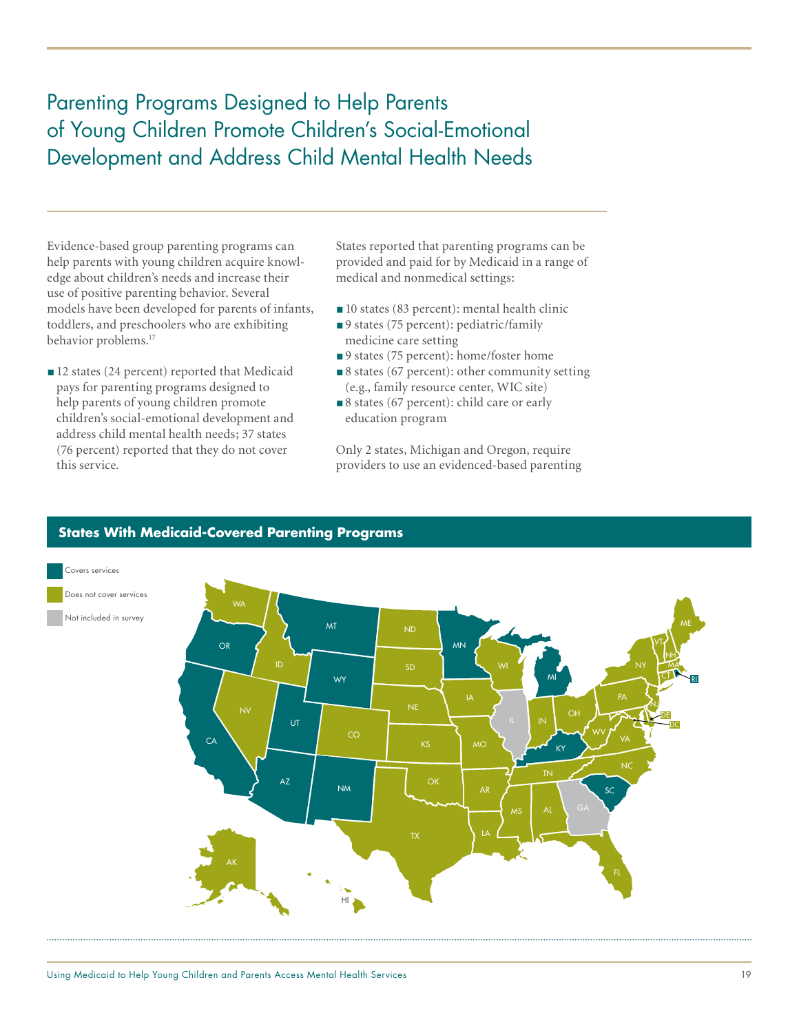# Parenting Programs Designed to Help Parents of Young Children Promote Children's Social-Emotional Development and Address Child Mental Health Needs

Evidence-based group parenting programs can help parents with young children acquire knowledge about children's needs and increase their use of positive parenting behavior. Several models have been developed for parents of infants, toddlers, and preschoolers who are exhibiting behavior problems.[17]

- 12 states (24 percent) reported that Medicaid pays for parenting programs designed to help parents of young children promote children's social-emotional development and address child mental health needs; 37 states (76 percent) reported that they do not cover this service.

States reported that parenting programs can be provided and paid for by Medicaid in a range of medical and nonmedical settings:

- 10 states (83 percent): mental health clinic
- 9 states (75 percent): pediatric/family medicine care setting
- 9 states (75 percent): home/foster home
- 8 states (67 percent): other community setting (e.g., family resource center, WIC site)
- 8 states (67 percent): child care or early education program

Only 2 states, Michigan and Oregon, require providers to use an evidenced-based parenting

## States With Medicaid-Covered Parenting Programs

Covers services: AZ, CA, KY, MI, MN, MT, NM, OR, RI, SC, UT, WY

Does not cover services: AK, AL, AR, CO, CT, DC, DE, FL, HI, IA, ID, IN, KS, LA, MA, MD, ME, MO, MS, NC, ND, NE, NH, NJ, NV, NY, OH, OK, PA, SD, TN, TX, VA, VT, WA, WI, WV

Not included in survey: GA, IL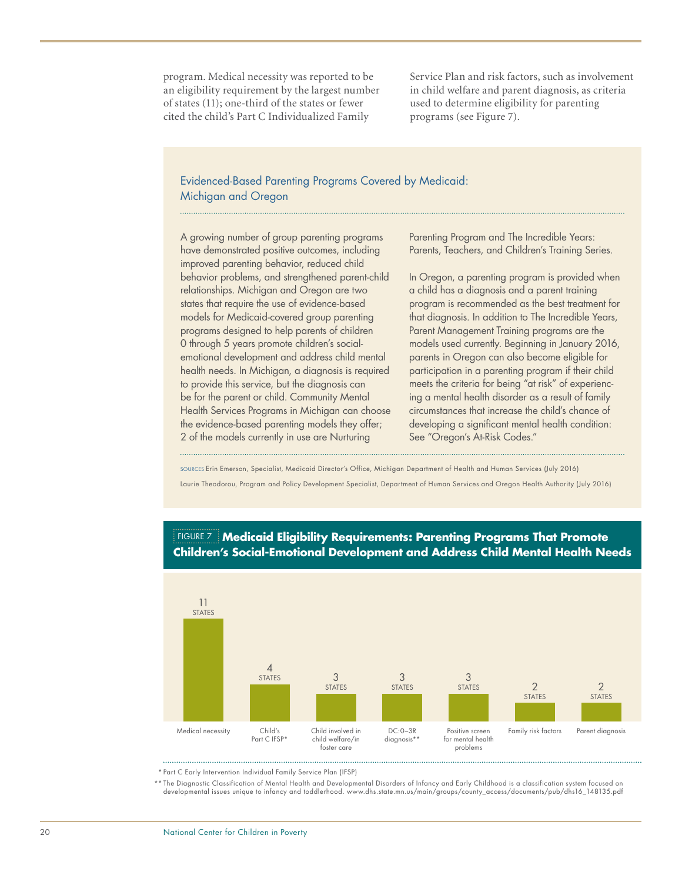program. Medical necessity was reported to be an eligibility requirement by the largest number of states (11); one-third of the states or fewer cited the child's Part C Individualized Family Service Plan and risk factors, such as involvement in child welfare and parent diagnosis, as criteria used to determine eligibility for parenting programs (see Figure 7).

### Evidenced-Based Parenting Programs Covered by Medicaid: Michigan and Oregon

A growing number of group parenting programs have demonstrated positive outcomes, including improved parenting behavior, reduced child behavior problems, and strengthened parent-child relationships. Michigan and Oregon are two states that require the use of evidence-based models for Medicaid-covered group parenting programs designed to help parents of children 0 through 5 years promote children's social-emotional development and address child mental health needs. In Michigan, a diagnosis is required to provide this service, but the diagnosis can be for the parent or child. Community Mental Health Services Programs in Michigan can choose the evidence-based parenting models they offer; 2 of the models currently in use are Nurturing Parenting Program and The Incredible Years: Parents, Teachers, and Children's Training Series.

In Oregon, a parenting program is provided when a child has a diagnosis and a parent training program is recommended as the best treatment for that diagnosis. In addition to The Incredible Years, Parent Management Training programs are the models used currently. Beginning in January 2016, parents in Oregon can also become eligible for participation in a parenting program if their child meets the criteria for being "at risk" of experiencing a mental health disorder as a result of family circumstances that increase the child's chance of developing a significant mental health condition: See "Oregon's At-Risk Codes."

SOURCES Erin Emerson, Specialist, Medicaid Director's Office, Michigan Department of Health and Human Services (July 2016)

Laurie Theodorou, Program and Policy Development Specialist, Department of Human Services and Oregon Health Authority (July 2016)

**FIGURE 7 Medicaid Eligibility Requirements: Parenting Programs That Promote Children's Social-Emotional Development and Address Child Mental Health Needs**

| Eligibility requirement | Number of states |
|---|---|
| Medical necessity | 11 STATES |
| Child's Part C IFSP* | 4 STATES |
| Child involved in child welfare/in foster care | 3 STATES |
| DC:0–3R diagnosis** | 3 STATES |
| Positive screen for mental health problems | 3 STATES |
| Family risk factors | 2 STATES |
| Parent diagnosis | 2 STATES |

\* Part C Early Intervention Individual Family Service Plan (IFSP)

\*\* The Diagnostic Classification of Mental Health and Developmental Disorders of Infancy and Early Childhood is a classification system focused on developmental issues unique to infancy and toddlerhood. www.dhs.state.mn.us/main/groups/county_access/documents/pub/dhs16_148135.pdf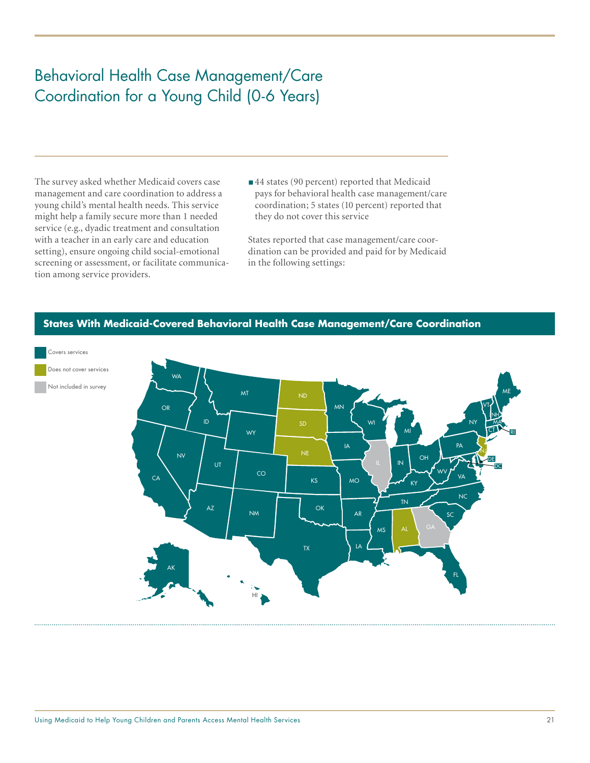# Behavioral Health Case Management/Care Coordination for a Young Child (0-6 Years)

The survey asked whether Medicaid covers case management and care coordination to address a young child's mental health needs. This service might help a family secure more than 1 needed service (e.g., dyadic treatment and consultation with a teacher in an early care and education setting), ensure ongoing child social-emotional screening or assessment, or facilitate communication among service providers.

- 44 states (90 percent) reported that Medicaid pays for behavioral health case management/care coordination; 5 states (10 percent) reported that they do not cover this service

States reported that case management/care coordination can be provided and paid for by Medicaid in the following settings:

**States With Medicaid-Covered Behavioral Health Case Management/Care Coordination**

Covers services

Does not cover services

Not included in survey

WA, OR, ID, MT, WY, CA, NV, UT, CO, AZ, NM, TX, KS, OK, MN, IA, MO, AR, LA, WI, MI, IN, OH, KY, TN, MS, FL, SC, NC, VA, WV, PA, NY, VT, NH, MA, ME, CT, RI, DE, DC, AK, HI

ND, SD, NE, AL, NJ

IL, GA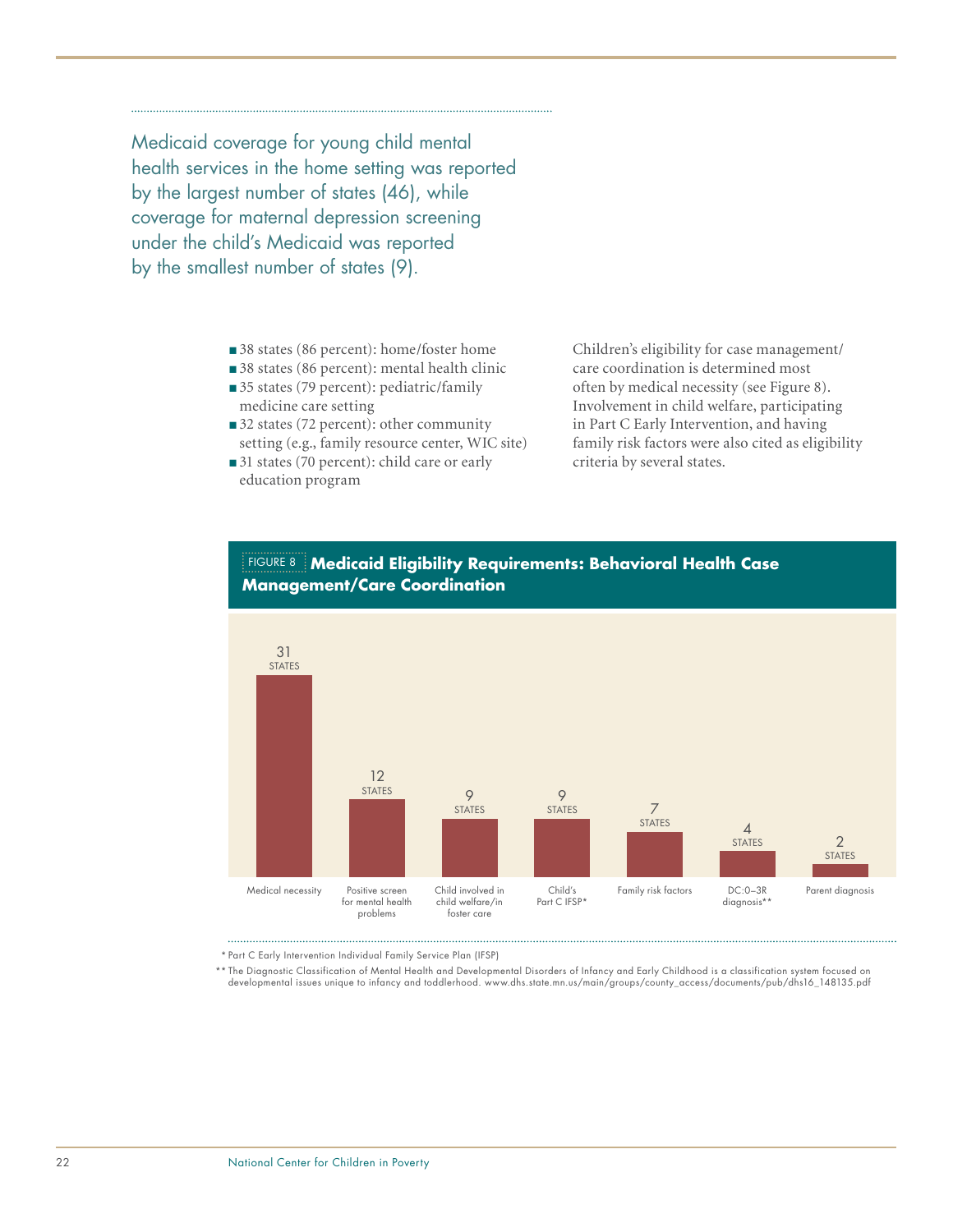Medicaid coverage for young child mental health services in the home setting was reported by the largest number of states (46), while coverage for maternal depression screening under the child's Medicaid was reported by the smallest number of states (9).

- 38 states (86 percent): home/foster home
- 38 states (86 percent): mental health clinic
- 35 states (79 percent): pediatric/family medicine care setting
- 32 states (72 percent): other community setting (e.g., family resource center, WIC site)
- 31 states (70 percent): child care or early education program

Children's eligibility for case management/care coordination is determined most often by medical necessity (see Figure 8). Involvement in child welfare, participating in Part C Early Intervention, and having family risk factors were also cited as eligibility criteria by several states.

**FIGURE 8 Medicaid Eligibility Requirements: Behavioral Health Case Management/Care Coordination**

| Eligibility requirement | Number of states |
|---|---|
| Medical necessity | 31 STATES |
| Positive screen for mental health problems | 12 STATES |
| Child involved in child welfare/in foster care | 9 STATES |
| Child's Part C IFSP* | 9 STATES |
| Family risk factors | 7 STATES |
| DC:0–3R diagnosis** | 4 STATES |
| Parent diagnosis | 2 STATES |

\* Part C Early Intervention Individual Family Service Plan (IFSP)

\*\* The Diagnostic Classification of Mental Health and Developmental Disorders of Infancy and Early Childhood is a classification system focused on developmental issues unique to infancy and toddlerhood. www.dhs.state.mn.us/main/groups/county_access/documents/pub/dhs16_148135.pdf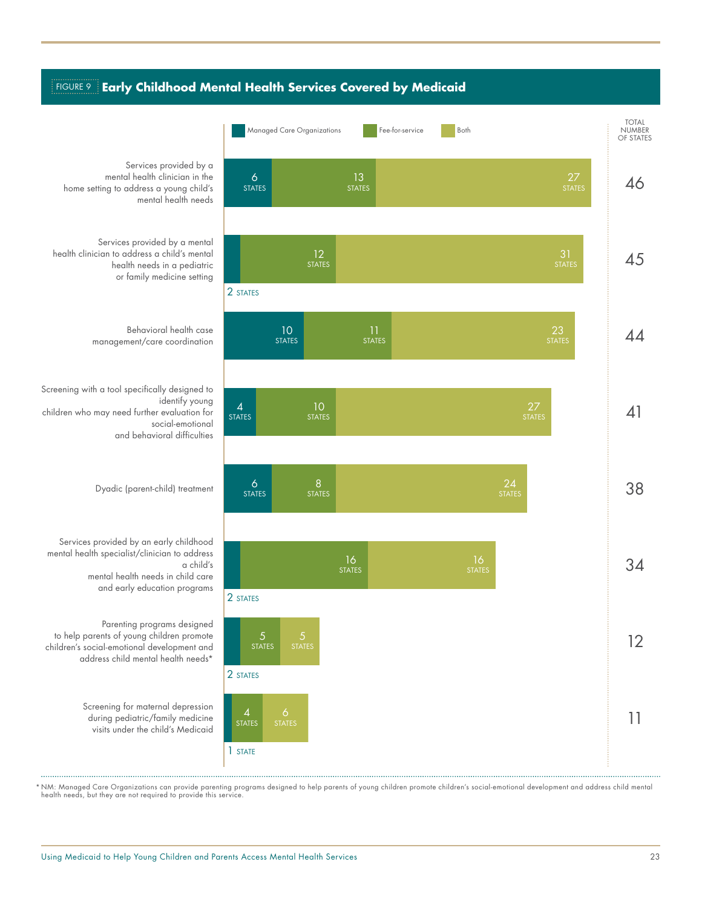## FIGURE 9 Early Childhood Mental Health Services Covered by Medicaid

| Service | Managed Care Organizations | Fee-for-service | Both | Total Number of States |
|---|---|---|---|---|
| Services provided by a mental health clinician in the home setting to address a young child's mental health needs | 6 States | 13 States | 27 States | 46 |
| Services provided by a mental health clinician to address a child's mental health needs in a pediatric or family medicine setting | 2 States | 12 States | 31 States | 45 |
| Behavioral health case management/care coordination | 10 States | 11 States | 23 States | 44 |
| Screening with a tool specifically designed to identify young children who may need further evaluation for social-emotional and behavioral difficulties | 4 States | 10 States | 27 States | 41 |
| Dyadic (parent-child) treatment | 6 States | 8 States | 24 States | 38 |
| Services provided by an early childhood mental health specialist/clinician to address a child's mental health needs in child care and early education programs | 2 States | 16 States | 16 States | 34 |
| Parenting programs designed to help parents of young children promote children's social-emotional development and address child mental health needs* | 2 States | 5 States | 5 States | 12 |
| Screening for maternal depression during pediatric/family medicine visits under the child's Medicaid | 1 State | 4 States | 6 States | 11 |

* NM: Managed Care Organizations can provide parenting programs designed to help parents of young children promote children's social-emotional development and address child mental health needs, but they are not required to provide this service.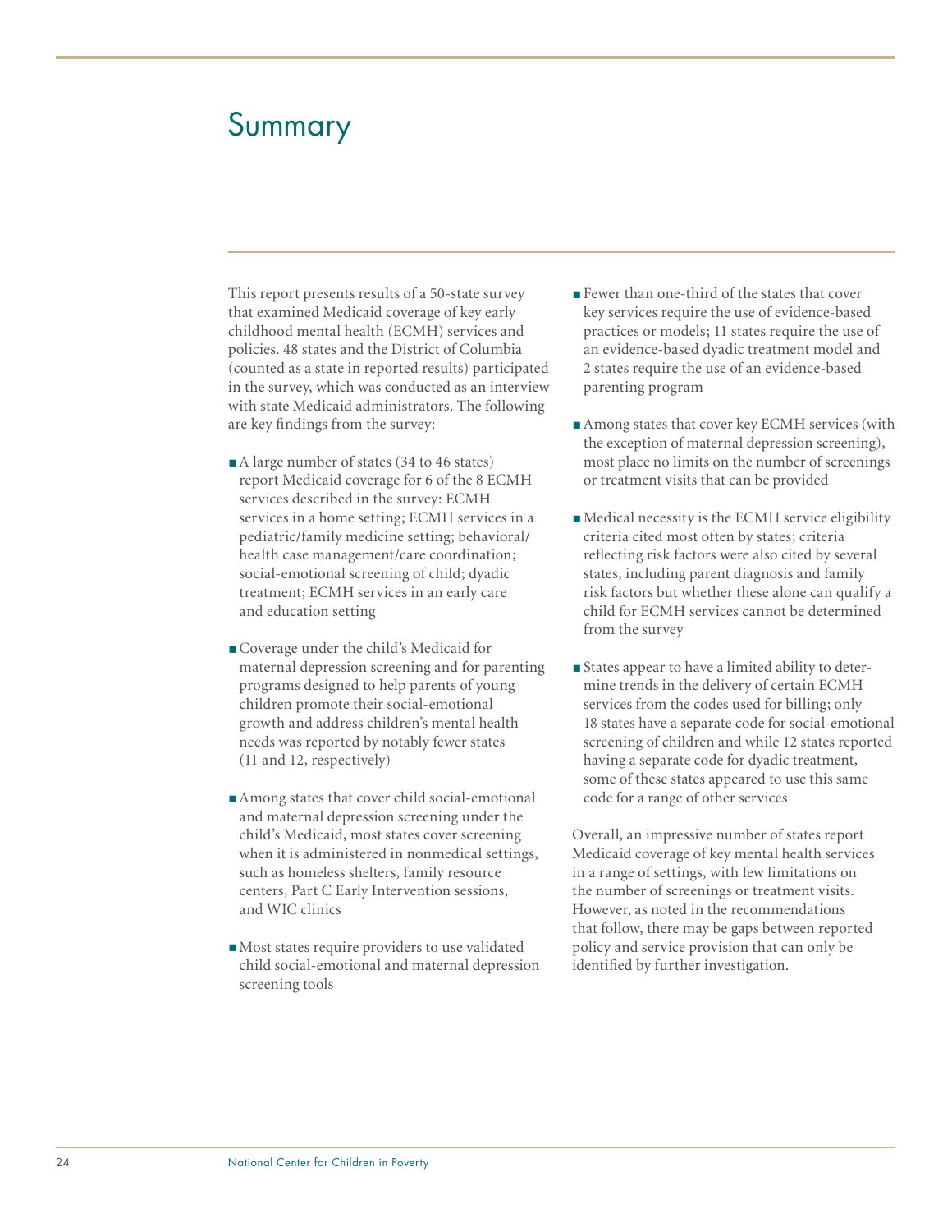# Summary

This report presents results of a 50-state survey that examined Medicaid coverage of key early childhood mental health (ECMH) services and policies. 48 states and the District of Columbia (counted as a state in reported results) participated in the survey, which was conducted as an interview with state Medicaid administrators. The following are key findings from the survey:

- A large number of states (34 to 46 states) report Medicaid coverage for 6 of the 8 ECMH services described in the survey: ECMH services in a home setting; ECMH services in a pediatric/family medicine setting; behavioral/health case management/care coordination; social-emotional screening of child; dyadic treatment; ECMH services in an early care and education setting

- Coverage under the child's Medicaid for maternal depression screening and for parenting programs designed to help parents of young children promote their social-emotional growth and address children's mental health needs was reported by notably fewer states (11 and 12, respectively)

- Among states that cover child social-emotional and maternal depression screening under the child's Medicaid, most states cover screening when it is administered in nonmedical settings, such as homeless shelters, family resource centers, Part C Early Intervention sessions, and WIC clinics

- Most states require providers to use validated child social-emotional and maternal depression screening tools

- Fewer than one-third of the states that cover key services require the use of evidence-based practices or models; 11 states require the use of an evidence-based dyadic treatment model and 2 states require the use of an evidence-based parenting program

- Among states that cover key ECMH services (with the exception of maternal depression screening), most place no limits on the number of screenings or treatment visits that can be provided

- Medical necessity is the ECMH service eligibility criteria cited most often by states; criteria reflecting risk factors were also cited by several states, including parent diagnosis and family risk factors but whether these alone can qualify a child for ECMH services cannot be determined from the survey

- States appear to have a limited ability to determine trends in the delivery of certain ECMH services from the codes used for billing; only 18 states have a separate code for social-emotional screening of children and while 12 states reported having a separate code for dyadic treatment, some of these states appeared to use this same code for a range of other services

Overall, an impressive number of states report Medicaid coverage of key mental health services in a range of settings, with few limitations on the number of screenings or treatment visits. However, as noted in the recommendations that follow, there may be gaps between reported policy and service provision that can only be identified by further investigation.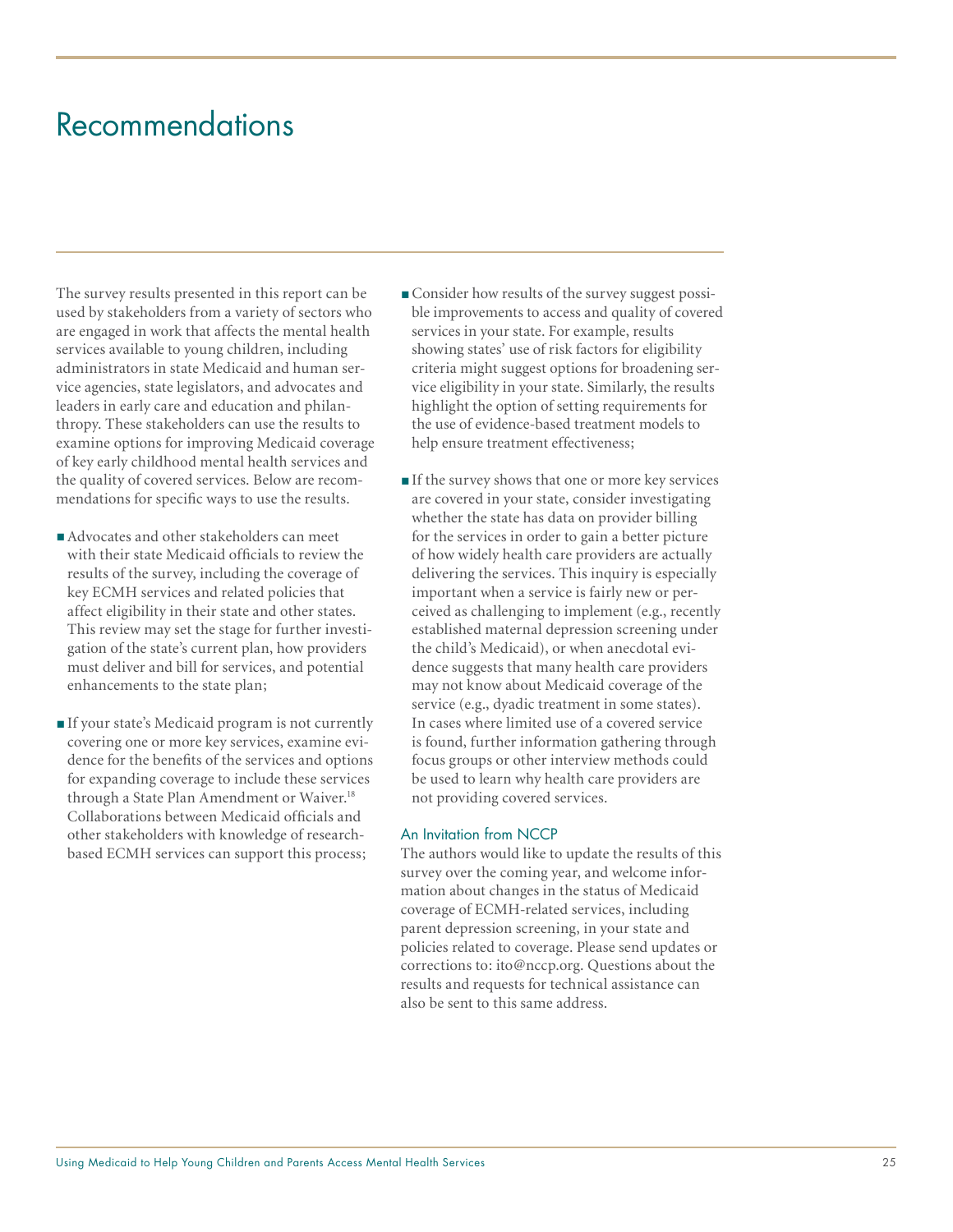# Recommendations

The survey results presented in this report can be used by stakeholders from a variety of sectors who are engaged in work that affects the mental health services available to young children, including administrators in state Medicaid and human service agencies, state legislators, and advocates and leaders in early care and education and philanthropy. These stakeholders can use the results to examine options for improving Medicaid coverage of key early childhood mental health services and the quality of covered services. Below are recommendations for specific ways to use the results.

- Advocates and other stakeholders can meet with their state Medicaid officials to review the results of the survey, including the coverage of key ECMH services and related policies that affect eligibility in their state and other states. This review may set the stage for further investigation of the state's current plan, how providers must deliver and bill for services, and potential enhancements to the state plan;
- If your state's Medicaid program is not currently covering one or more key services, examine evidence for the benefits of the services and options for expanding coverage to include these services through a State Plan Amendment or Waiver.[18] Collaborations between Medicaid officials and other stakeholders with knowledge of research-based ECMH services can support this process;
- Consider how results of the survey suggest possible improvements to access and quality of covered services in your state. For example, results showing states' use of risk factors for eligibility criteria might suggest options for broadening service eligibility in your state. Similarly, the results highlight the option of setting requirements for the use of evidence-based treatment models to help ensure treatment effectiveness;
- If the survey shows that one or more key services are covered in your state, consider investigating whether the state has data on provider billing for the services in order to gain a better picture of how widely health care providers are actually delivering the services. This inquiry is especially important when a service is fairly new or perceived as challenging to implement (e.g., recently established maternal depression screening under the child's Medicaid), or when anecdotal evidence suggests that many health care providers may not know about Medicaid coverage of the service (e.g., dyadic treatment in some states). In cases where limited use of a covered service is found, further information gathering through focus groups or other interview methods could be used to learn why health care providers are not providing covered services.

### An Invitation from NCCP

The authors would like to update the results of this survey over the coming year, and welcome information about changes in the status of Medicaid coverage of ECMH-related services, including parent depression screening, in your state and policies related to coverage. Please send updates or corrections to: ito@nccp.org. Questions about the results and requests for technical assistance can also be sent to this same address.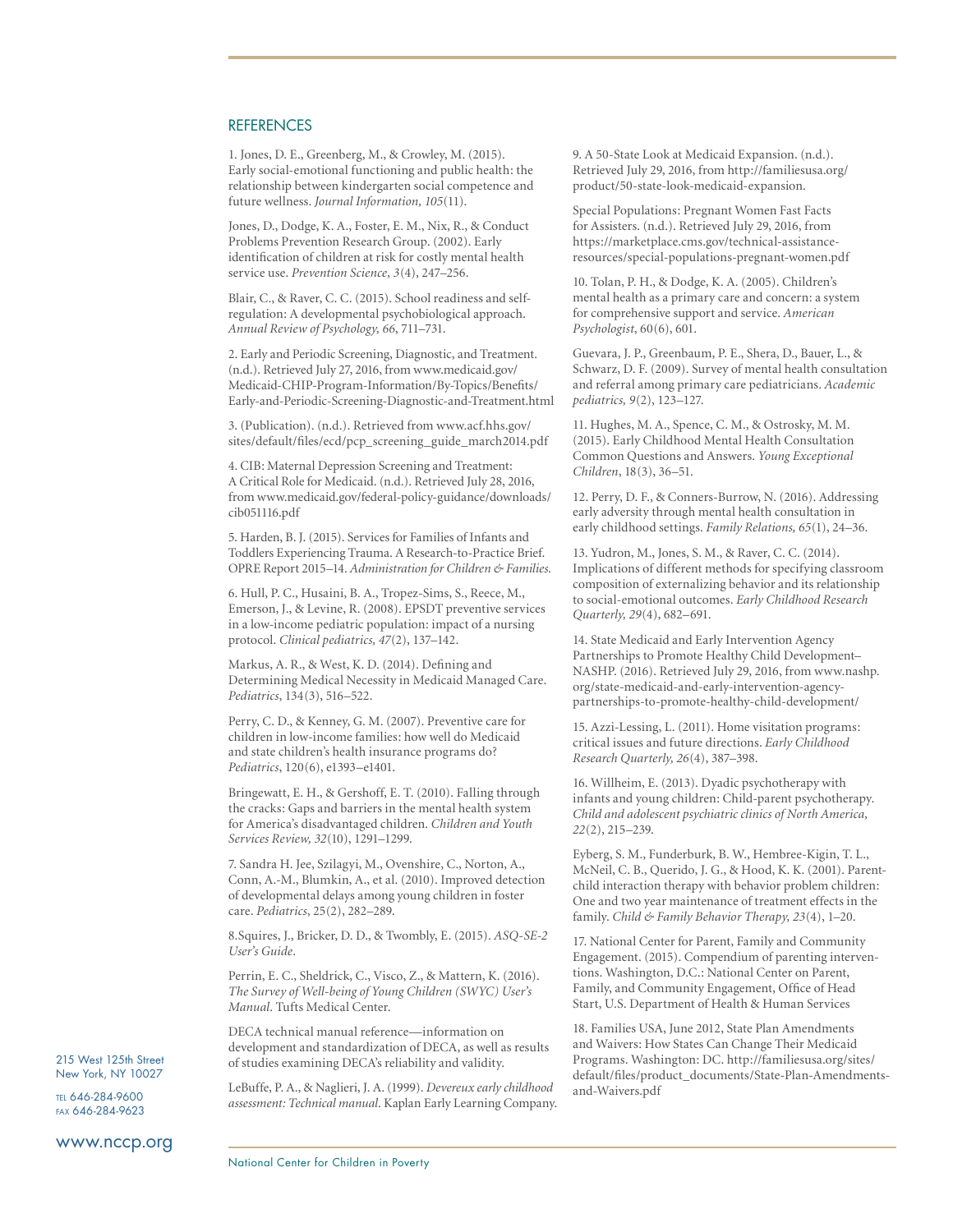## REFERENCES

1. Jones, D. E., Greenberg, M., & Crowley, M. (2015). Early social-emotional functioning and public health: the relationship between kindergarten social competence and future wellness. *Journal Information, 105*(11).

Jones, D., Dodge, K. A., Foster, E. M., Nix, R., & Conduct Problems Prevention Research Group. (2002). Early identification of children at risk for costly mental health service use. *Prevention Science, 3*(4), 247–256.

Blair, C., & Raver, C. C. (2015). School readiness and self-regulation: A developmental psychobiological approach. *Annual Review of Psychology, 66*, 711–731.

2. Early and Periodic Screening, Diagnostic, and Treatment. (n.d.). Retrieved July 27, 2016, from www.medicaid.gov/Medicaid-CHIP-Program-Information/By-Topics/Benefits/Early-and-Periodic-Screening-Diagnostic-and-Treatment.html

3. (Publication). (n.d.). Retrieved from www.acf.hhs.gov/sites/default/files/ecd/pcp_screening_guide_march2014.pdf

4. CIB: Maternal Depression Screening and Treatment: A Critical Role for Medicaid. (n.d.). Retrieved July 28, 2016, from www.medicaid.gov/federal-policy-guidance/downloads/cib051116.pdf

5. Harden, B. J. (2015). Services for Families of Infants and Toddlers Experiencing Trauma. A Research-to-Practice Brief. OPRE Report 2015–14. *Administration for Children & Families.*

6. Hull, P. C., Husaini, B. A., Tropez-Sims, S., Reece, M., Emerson, J., & Levine, R. (2008). EPSDT preventive services in a low-income pediatric population: impact of a nursing protocol. *Clinical pediatrics, 47*(2), 137–142.

Markus, A. R., & West, K. D. (2014). Defining and Determining Medical Necessity in Medicaid Managed Care. *Pediatrics*, 134(3), 516–522.

Perry, C. D., & Kenney, G. M. (2007). Preventive care for children in low-income families: how well do Medicaid and state children's health insurance programs do? *Pediatrics*, 120(6), e1393–e1401.

Bringewatt, E. H., & Gershoff, E. T. (2010). Falling through the cracks: Gaps and barriers in the mental health system for America's disadvantaged children. *Children and Youth Services Review, 32*(10), 1291–1299.

7. Sandra H. Jee, Szilagyi, M., Ovenshire, C., Norton, A., Conn, A.-M., Blumkin, A., et al. (2010). Improved detection of developmental delays among young children in foster care. *Pediatrics*, 25(2), 282–289.

8.Squires, J., Bricker, D. D., & Twombly, E. (2015). *ASQ-SE-2 User's Guide*.

Perrin, E. C., Sheldrick, C., Visco, Z., & Mattern, K. (2016). *The Survey of Well-being of Young Children (SWYC) User's Manual*. Tufts Medical Center.

DECA technical manual reference—information on development and standardization of DECA, as well as results of studies examining DECA's reliability and validity.

LeBuffe, P. A., & Naglieri, J. A. (1999). *Devereux early childhood assessment: Technical manual*. Kaplan Early Learning Company.

9. A 50-State Look at Medicaid Expansion. (n.d.). Retrieved July 29, 2016, from http://familiesusa.org/product/50-state-look-medicaid-expansion.

Special Populations: Pregnant Women Fast Facts for Assisters. (n.d.). Retrieved July 29, 2016, from https://marketplace.cms.gov/technical-assistance-resources/special-populations-pregnant-women.pdf

10. Tolan, P. H., & Dodge, K. A. (2005). Children's mental health as a primary care and concern: a system for comprehensive support and service. *American Psychologist*, 60(6), 601.

Guevara, J. P., Greenbaum, P. E., Shera, D., Bauer, L., & Schwarz, D. F. (2009). Survey of mental health consultation and referral among primary care pediatricians. *Academic pediatrics, 9*(2), 123–127.

11. Hughes, M. A., Spence, C. M., & Ostrosky, M. M. (2015). Early Childhood Mental Health Consultation Common Questions and Answers. *Young Exceptional Children*, 18(3), 36–51.

12. Perry, D. F., & Conners-Burrow, N. (2016). Addressing early adversity through mental health consultation in early childhood settings. *Family Relations, 65*(1), 24–36.

13. Yudron, M., Jones, S. M., & Raver, C. C. (2014). Implications of different methods for specifying classroom composition of externalizing behavior and its relationship to social-emotional outcomes. *Early Childhood Research Quarterly, 29*(4), 682–691.

14. State Medicaid and Early Intervention Agency Partnerships to Promote Healthy Child Development– NASHP. (2016). Retrieved July 29, 2016, from www.nashp.org/state-medicaid-and-early-intervention-agency-partnerships-to-promote-healthy-child-development/

15. Azzi-Lessing, L. (2011). Home visitation programs: critical issues and future directions. *Early Childhood Research Quarterly, 26*(4), 387–398.

16. Willheim, E. (2013). Dyadic psychotherapy with infants and young children: Child-parent psychotherapy. *Child and adolescent psychiatric clinics of North America, 22*(2), 215–239.

Eyberg, S. M., Funderburk, B. W., Hembree-Kigin, T. L., McNeil, C. B., Querido, J. G., & Hood, K. K. (2001). Parent-child interaction therapy with behavior problem children: One and two year maintenance of treatment effects in the family. *Child & Family Behavior Therapy, 23*(4), 1–20.

17. National Center for Parent, Family and Community Engagement. (2015). Compendium of parenting interventions. Washington, D.C.: National Center on Parent, Family, and Community Engagement, Office of Head Start, U.S. Department of Health & Human Services

18. Families USA, June 2012, State Plan Amendments and Waivers: How States Can Change Their Medicaid Programs. Washington: DC. http://familiesusa.org/sites/default/files/product_documents/State-Plan-Amendments-and-Waivers.pdf

215 West 125th Street
New York, NY 10027

TEL 646-284-9600
FAX 646-284-9623

www.nccp.org